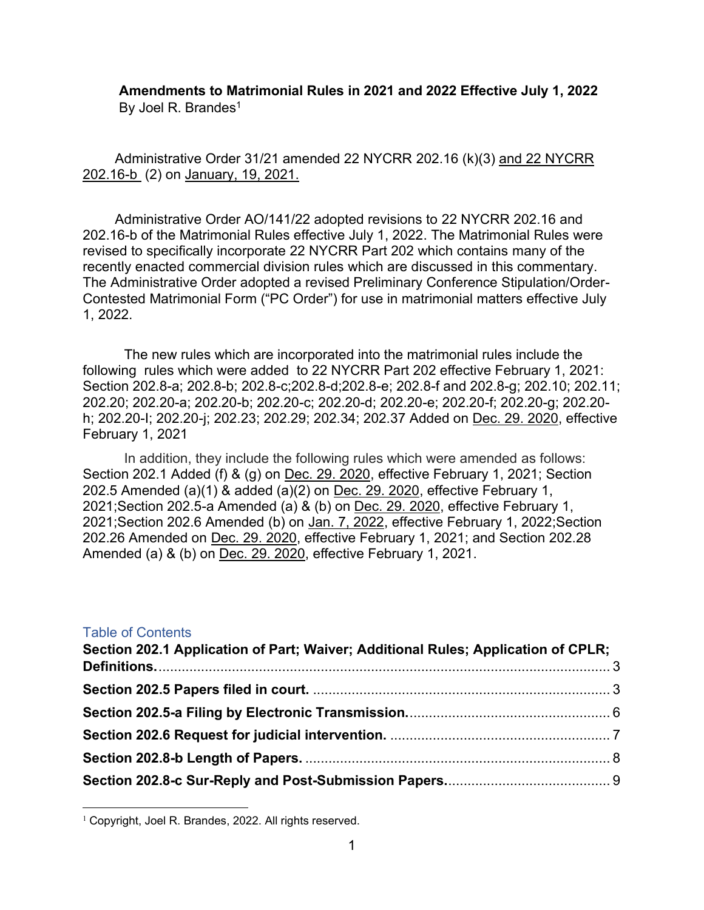**Amendments to Matrimonial Rules in 2021 and 2022 Effective July 1, 2022**
By Joel R. Brandes[1]

Administrative Order 31/21 amended 22 NYCRR 202.16 (k)(3) and 22 NYCRR 202.16-b (2) on January, 19, 2021.

Administrative Order AO/141/22 adopted revisions to 22 NYCRR 202.16 and 202.16-b of the Matrimonial Rules effective July 1, 2022. The Matrimonial Rules were revised to specifically incorporate 22 NYCRR Part 202 which contains many of the recently enacted commercial division rules which are discussed in this commentary. The Administrative Order adopted a revised Preliminary Conference Stipulation/Order-Contested Matrimonial Form ("PC Order") for use in matrimonial matters effective July 1, 2022.

The new rules which are incorporated into the matrimonial rules include the following rules which were added to 22 NYCRR Part 202 effective February 1, 2021: Section 202.8-a; 202.8-b; 202.8-c;202.8-d;202.8-e; 202.8-f and 202.8-g; 202.10; 202.11; 202.20; 202.20-a; 202.20-b; 202.20-c; 202.20-d; 202.20-e; 202.20-f; 202.20-g; 202.20-h; 202.20-I; 202.20-j; 202.23; 202.29; 202.34; 202.37 Added on Dec. 29. 2020, effective February 1, 2021

In addition, they include the following rules which were amended as follows: Section 202.1 Added (f) & (g) on Dec. 29. 2020, effective February 1, 2021; Section 202.5 Amended (a)(1) & added (a)(2) on Dec. 29. 2020, effective February 1, 2021;Section 202.5-a Amended (a) & (b) on Dec. 29. 2020, effective February 1, 2021;Section 202.6 Amended (b) on Jan. 7, 2022, effective February 1, 2022;Section 202.26 Amended on Dec. 29. 2020, effective February 1, 2021; and Section 202.28 Amended (a) & (b) on Dec. 29. 2020, effective February 1, 2021.

## Table of Contents

**Section 202.1 Application of Part; Waiver; Additional Rules; Application of CPLR; Definitions.** ........ 3

**Section 202.5 Papers filed in court.** ........ 3

**Section 202.5-a Filing by Electronic Transmission.** ........ 6

**Section 202.6 Request for judicial intervention.** ........ 7

**Section 202.8-b Length of Papers.** ........ 8

**Section 202.8-c Sur-Reply and Post-Submission Papers.** ........ 9

[1] Copyright, Joel R. Brandes, 2022. All rights reserved.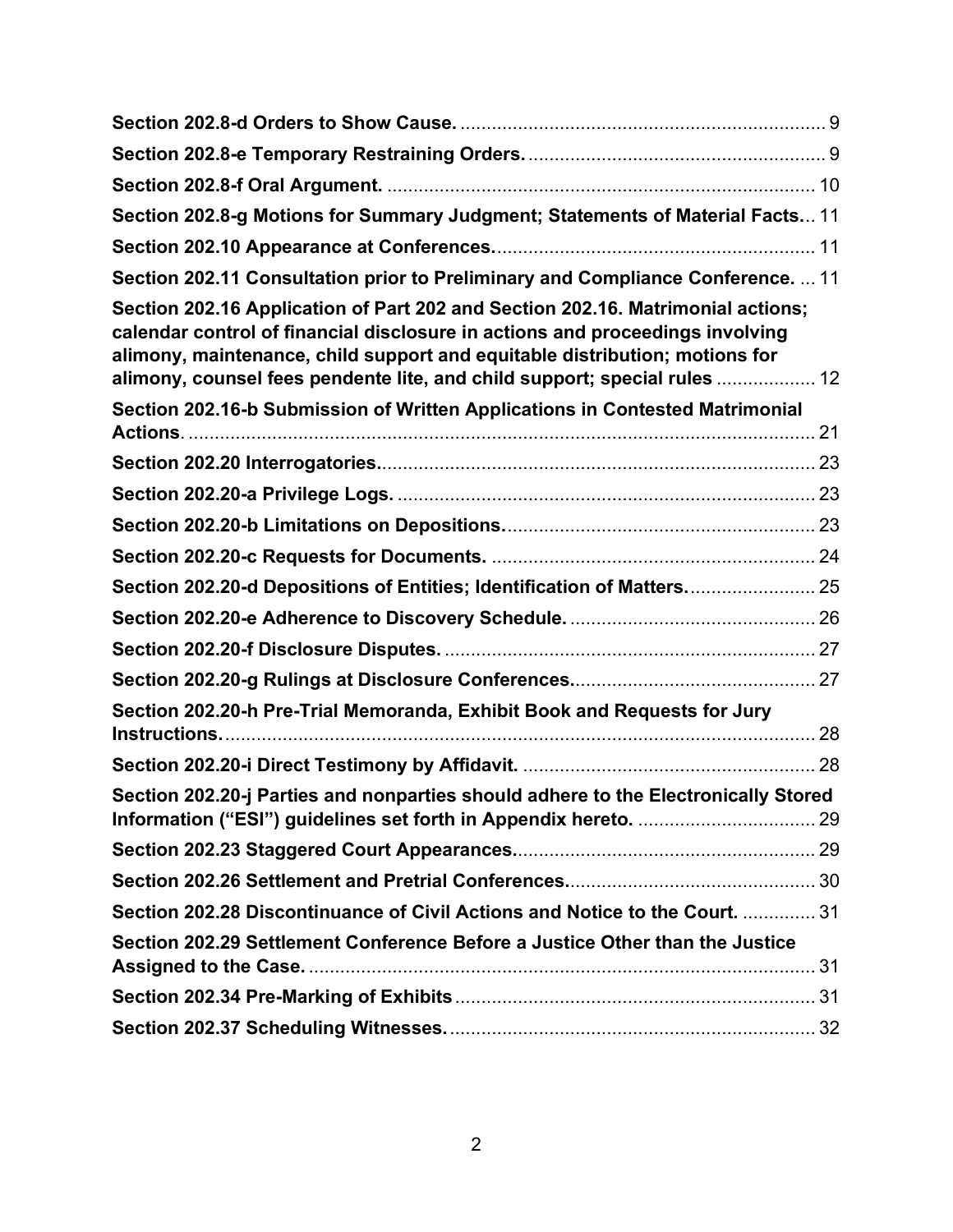**Section 202.8-d Orders to Show Cause.** ...................................................................... 9

**Section 202.8-e Temporary Restraining Orders.** ......................................................... 9

**Section 202.8-f Oral Argument.** ................................................................................ 10

**Section 202.8-g Motions for Summary Judgment; Statements of Material Facts**... 11

**Section 202.10 Appearance at Conferences.**............................................................ 11

**Section 202.11 Consultation prior to Preliminary and Compliance Conference.** ... 11

**Section 202.16 Application of Part 202 and Section 202.16. Matrimonial actions; calendar control of financial disclosure in actions and proceedings involving alimony, maintenance, child support and equitable distribution; motions for alimony, counsel fees pendente lite, and child support; special rules** .................. 12

**Section 202.16-b Submission of Written Applications in Contested Matrimonial Actions**. ....................................................................................................................... 21

**Section 202.20 Interrogatories.**................................................................................... 23

**Section 202.20-a Privilege Logs.** ............................................................................... 23

**Section 202.20-b Limitations on Depositions.**........................................................... 23

**Section 202.20-c Requests for Documents.** .............................................................. 24

**Section 202.20-d Depositions of Entities; Identification of Matters.**........................ 25

**Section 202.20-e Adherence to Discovery Schedule.** .............................................. 26

**Section 202.20-f Disclosure Disputes.** ....................................................................... 27

**Section 202.20-g Rulings at Disclosure Conferences.**.............................................. 27

**Section 202.20-h Pre-Trial Memoranda, Exhibit Book and Requests for Jury Instructions.**................................................................................................................. 28

**Section 202.20-i Direct Testimony by Affidavit.** ........................................................ 28

**Section 202.20-j Parties and nonparties should adhere to the Electronically Stored Information ("ESI") guidelines set forth in Appendix hereto.** .................................. 29

**Section 202.23 Staggered Court Appearances.**......................................................... 29

**Section 202.26 Settlement and Pretrial Conferences.**............................................... 30

**Section 202.28 Discontinuance of Civil Actions and Notice to the Court.** .............. 31

**Section 202.29 Settlement Conference Before a Justice Other than the Justice Assigned to the Case.** ................................................................................................. 31

**Section 202.34 Pre-Marking of Exhibits** ..................................................................... 31

**Section 202.37 Scheduling Witnesses.** ...................................................................... 32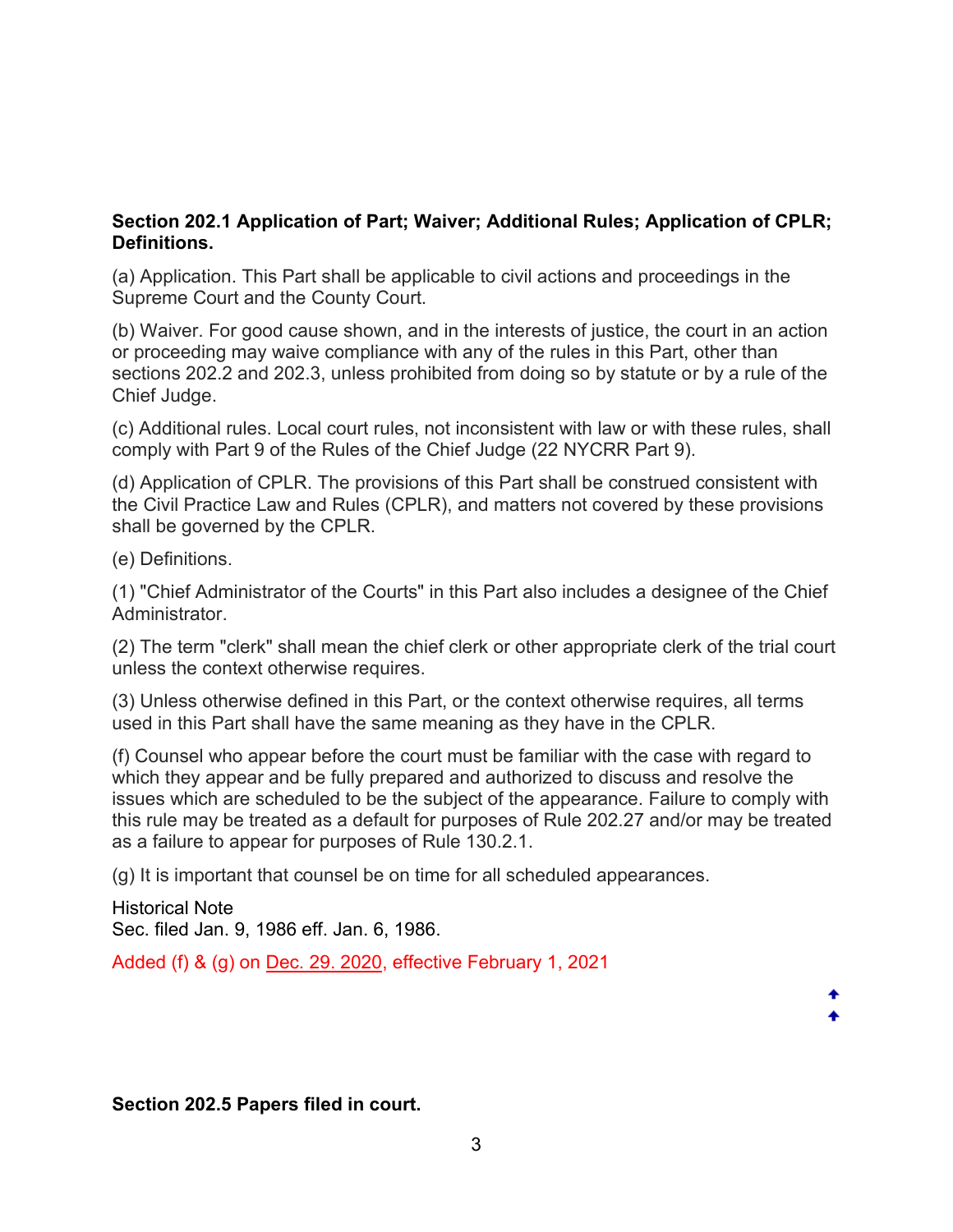**Section 202.1 Application of Part; Waiver; Additional Rules; Application of CPLR; Definitions.**

(a) Application. This Part shall be applicable to civil actions and proceedings in the Supreme Court and the County Court.

(b) Waiver. For good cause shown, and in the interests of justice, the court in an action or proceeding may waive compliance with any of the rules in this Part, other than sections 202.2 and 202.3, unless prohibited from doing so by statute or by a rule of the Chief Judge.

(c) Additional rules. Local court rules, not inconsistent with law or with these rules, shall comply with Part 9 of the Rules of the Chief Judge (22 NYCRR Part 9).

(d) Application of CPLR. The provisions of this Part shall be construed consistent with the Civil Practice Law and Rules (CPLR), and matters not covered by these provisions shall be governed by the CPLR.

(e) Definitions.

(1) "Chief Administrator of the Courts" in this Part also includes a designee of the Chief Administrator.

(2) The term "clerk" shall mean the chief clerk or other appropriate clerk of the trial court unless the context otherwise requires.

(3) Unless otherwise defined in this Part, or the context otherwise requires, all terms used in this Part shall have the same meaning as they have in the CPLR.

(f) Counsel who appear before the court must be familiar with the case with regard to which they appear and be fully prepared and authorized to discuss and resolve the issues which are scheduled to be the subject of the appearance. Failure to comply with this rule may be treated as a default for purposes of Rule 202.27 and/or may be treated as a failure to appear for purposes of Rule 130.2.1.

(g) It is important that counsel be on time for all scheduled appearances.

Historical Note
Sec. filed Jan. 9, 1986 eff. Jan. 6, 1986.

Added (f) & (g) on Dec. 29. 2020, effective February 1, 2021

**Section 202.5 Papers filed in court.**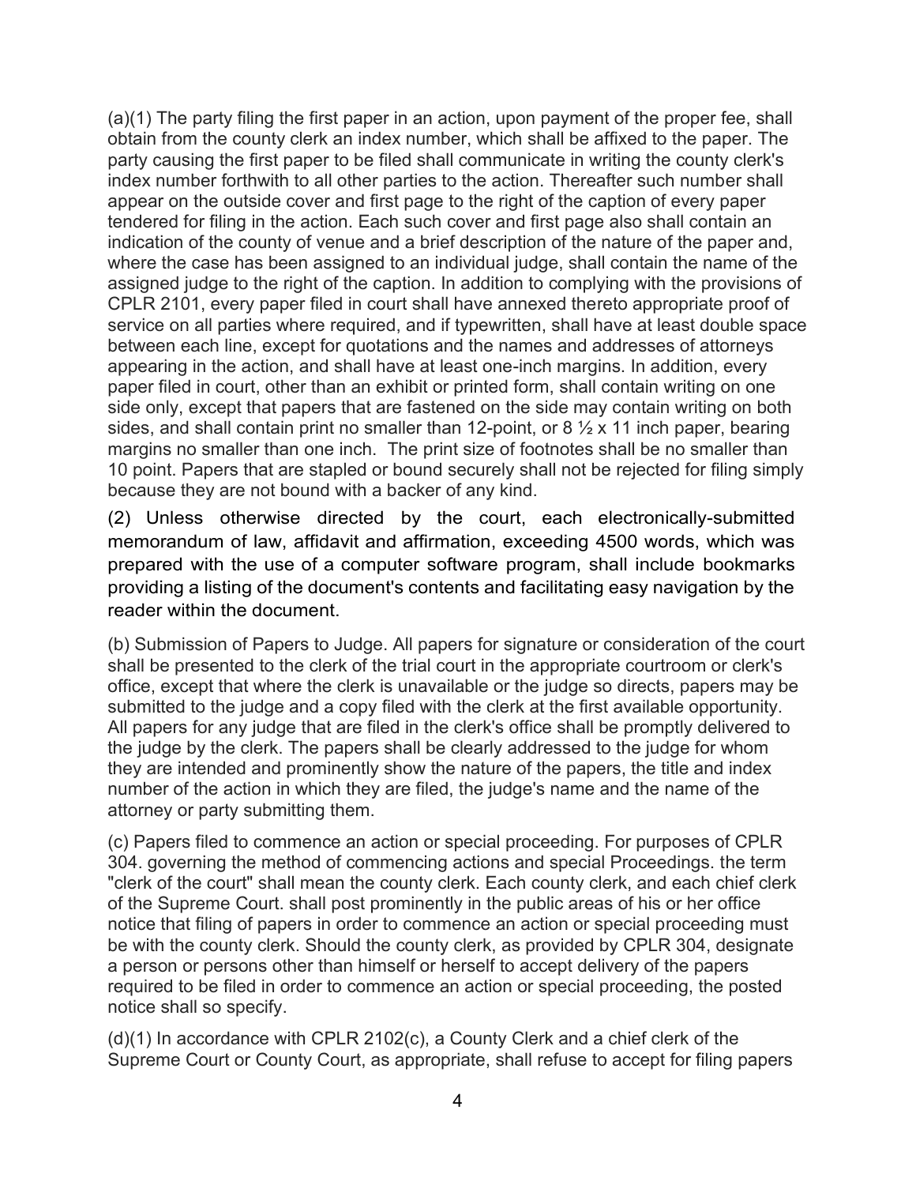(a)(1) The party filing the first paper in an action, upon payment of the proper fee, shall obtain from the county clerk an index number, which shall be affixed to the paper. The party causing the first paper to be filed shall communicate in writing the county clerk's index number forthwith to all other parties to the action. Thereafter such number shall appear on the outside cover and first page to the right of the caption of every paper tendered for filing in the action. Each such cover and first page also shall contain an indication of the county of venue and a brief description of the nature of the paper and, where the case has been assigned to an individual judge, shall contain the name of the assigned judge to the right of the caption. In addition to complying with the provisions of CPLR 2101, every paper filed in court shall have annexed thereto appropriate proof of service on all parties where required, and if typewritten, shall have at least double space between each line, except for quotations and the names and addresses of attorneys appearing in the action, and shall have at least one-inch margins. In addition, every paper filed in court, other than an exhibit or printed form, shall contain writing on one side only, except that papers that are fastened on the side may contain writing on both sides, and shall contain print no smaller than 12-point, or 8 ½ x 11 inch paper, bearing margins no smaller than one inch. The print size of footnotes shall be no smaller than 10 point. Papers that are stapled or bound securely shall not be rejected for filing simply because they are not bound with a backer of any kind.

(2) Unless otherwise directed by the court, each electronically-submitted memorandum of law, affidavit and affirmation, exceeding 4500 words, which was prepared with the use of a computer software program, shall include bookmarks providing a listing of the document's contents and facilitating easy navigation by the reader within the document.

(b) Submission of Papers to Judge. All papers for signature or consideration of the court shall be presented to the clerk of the trial court in the appropriate courtroom or clerk's office, except that where the clerk is unavailable or the judge so directs, papers may be submitted to the judge and a copy filed with the clerk at the first available opportunity. All papers for any judge that are filed in the clerk's office shall be promptly delivered to the judge by the clerk. The papers shall be clearly addressed to the judge for whom they are intended and prominently show the nature of the papers, the title and index number of the action in which they are filed, the judge's name and the name of the attorney or party submitting them.

(c) Papers filed to commence an action or special proceeding. For purposes of CPLR 304. governing the method of commencing actions and special Proceedings. the term "clerk of the court" shall mean the county clerk. Each county clerk, and each chief clerk of the Supreme Court. shall post prominently in the public areas of his or her office notice that filing of papers in order to commence an action or special proceeding must be with the county clerk. Should the county clerk, as provided by CPLR 304, designate a person or persons other than himself or herself to accept delivery of the papers required to be filed in order to commence an action or special proceeding, the posted notice shall so specify.

(d)(1) In accordance with CPLR 2102(c), a County Clerk and a chief clerk of the Supreme Court or County Court, as appropriate, shall refuse to accept for filing papers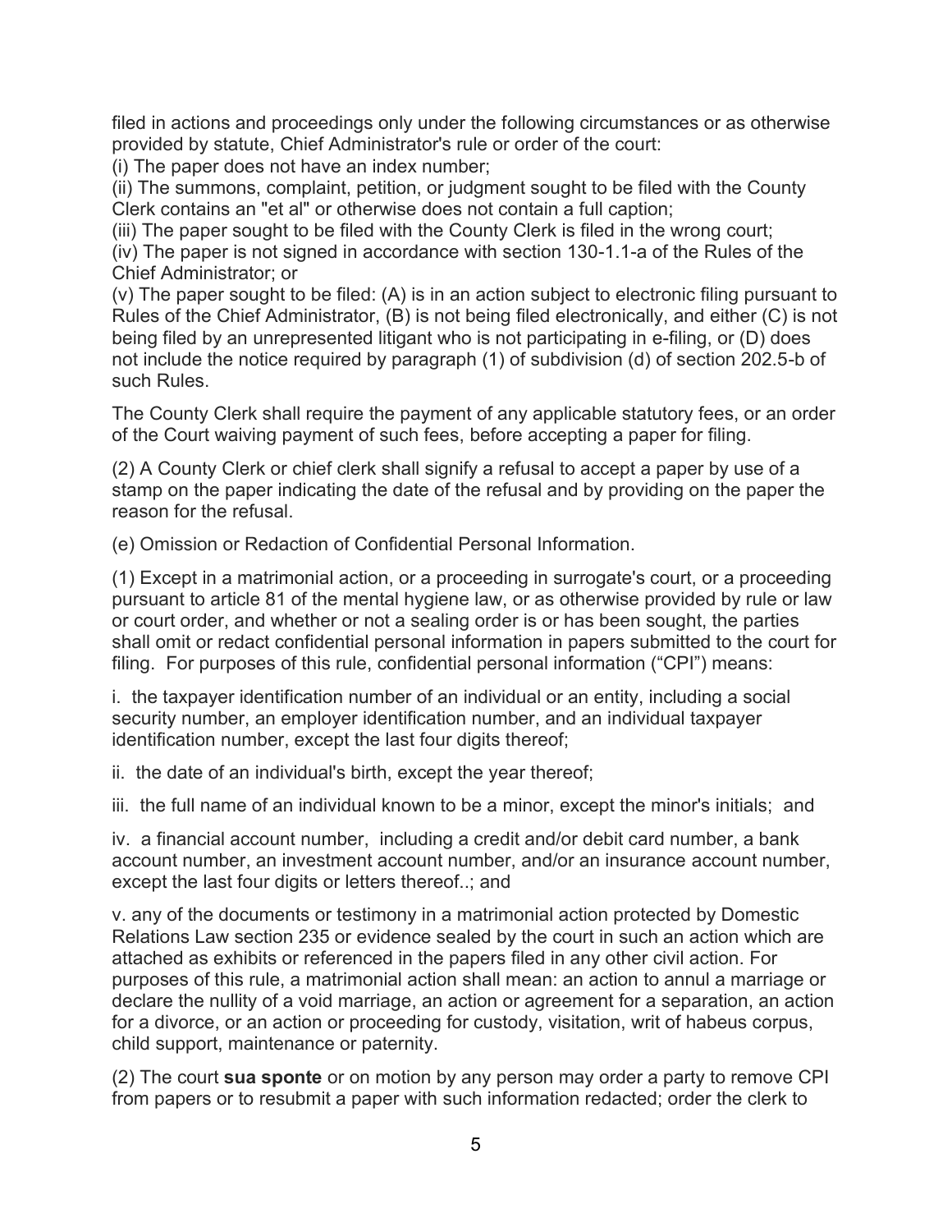filed in actions and proceedings only under the following circumstances or as otherwise provided by statute, Chief Administrator's rule or order of the court:

(i) The paper does not have an index number;

(ii) The summons, complaint, petition, or judgment sought to be filed with the County Clerk contains an "et al" or otherwise does not contain a full caption;

(iii) The paper sought to be filed with the County Clerk is filed in the wrong court;

(iv) The paper is not signed in accordance with section 130-1.1-a of the Rules of the Chief Administrator; or

(v) The paper sought to be filed: (A) is in an action subject to electronic filing pursuant to Rules of the Chief Administrator, (B) is not being filed electronically, and either (C) is not being filed by an unrepresented litigant who is not participating in e-filing, or (D) does not include the notice required by paragraph (1) of subdivision (d) of section 202.5-b of such Rules.

The County Clerk shall require the payment of any applicable statutory fees, or an order of the Court waiving payment of such fees, before accepting a paper for filing.

(2) A County Clerk or chief clerk shall signify a refusal to accept a paper by use of a stamp on the paper indicating the date of the refusal and by providing on the paper the reason for the refusal.

(e) Omission or Redaction of Confidential Personal Information.

(1) Except in a matrimonial action, or a proceeding in surrogate's court, or a proceeding pursuant to article 81 of the mental hygiene law, or as otherwise provided by rule or law or court order, and whether or not a sealing order is or has been sought, the parties shall omit or redact confidential personal information in papers submitted to the court for filing. For purposes of this rule, confidential personal information ("CPI") means:

i. the taxpayer identification number of an individual or an entity, including a social security number, an employer identification number, and an individual taxpayer identification number, except the last four digits thereof;

ii. the date of an individual's birth, except the year thereof;

iii. the full name of an individual known to be a minor, except the minor's initials; and

iv. a financial account number, including a credit and/or debit card number, a bank account number, an investment account number, and/or an insurance account number, except the last four digits or letters thereof..; and

v. any of the documents or testimony in a matrimonial action protected by Domestic Relations Law section 235 or evidence sealed by the court in such an action which are attached as exhibits or referenced in the papers filed in any other civil action. For purposes of this rule, a matrimonial action shall mean: an action to annul a marriage or declare the nullity of a void marriage, an action or agreement for a separation, an action for a divorce, or an action or proceeding for custody, visitation, writ of habeus corpus, child support, maintenance or paternity.

(2) The court **sua sponte** or on motion by any person may order a party to remove CPI from papers or to resubmit a paper with such information redacted; order the clerk to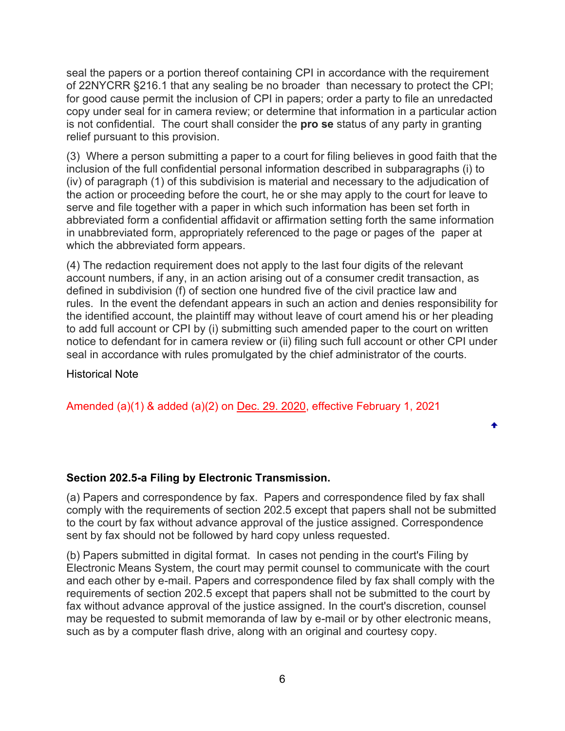seal the papers or a portion thereof containing CPI in accordance with the requirement of 22NYCRR §216.1 that any sealing be no broader than necessary to protect the CPI; for good cause permit the inclusion of CPI in papers; order a party to file an unredacted copy under seal for in camera review; or determine that information in a particular action is not confidential. The court shall consider the **pro se** status of any party in granting relief pursuant to this provision.

(3) Where a person submitting a paper to a court for filing believes in good faith that the inclusion of the full confidential personal information described in subparagraphs (i) to (iv) of paragraph (1) of this subdivision is material and necessary to the adjudication of the action or proceeding before the court, he or she may apply to the court for leave to serve and file together with a paper in which such information has been set forth in abbreviated form a confidential affidavit or affirmation setting forth the same information in unabbreviated form, appropriately referenced to the page or pages of the paper at which the abbreviated form appears.

(4) The redaction requirement does not apply to the last four digits of the relevant account numbers, if any, in an action arising out of a consumer credit transaction, as defined in subdivision (f) of section one hundred five of the civil practice law and rules. In the event the defendant appears in such an action and denies responsibility for the identified account, the plaintiff may without leave of court amend his or her pleading to add full account or CPI by (i) submitting such amended paper to the court on written notice to defendant for in camera review or (ii) filing such full account or other CPI under seal in accordance with rules promulgated by the chief administrator of the courts.

Historical Note

Amended (a)(1) & added (a)(2) on Dec. 29. 2020, effective February 1, 2021

### Section 202.5-a Filing by Electronic Transmission.

(a) Papers and correspondence by fax. Papers and correspondence filed by fax shall comply with the requirements of section 202.5 except that papers shall not be submitted to the court by fax without advance approval of the justice assigned. Correspondence sent by fax should not be followed by hard copy unless requested.

(b) Papers submitted in digital format. In cases not pending in the court's Filing by Electronic Means System, the court may permit counsel to communicate with the court and each other by e-mail. Papers and correspondence filed by fax shall comply with the requirements of section 202.5 except that papers shall not be submitted to the court by fax without advance approval of the justice assigned. In the court's discretion, counsel may be requested to submit memoranda of law by e-mail or by other electronic means, such as by a computer flash drive, along with an original and courtesy copy.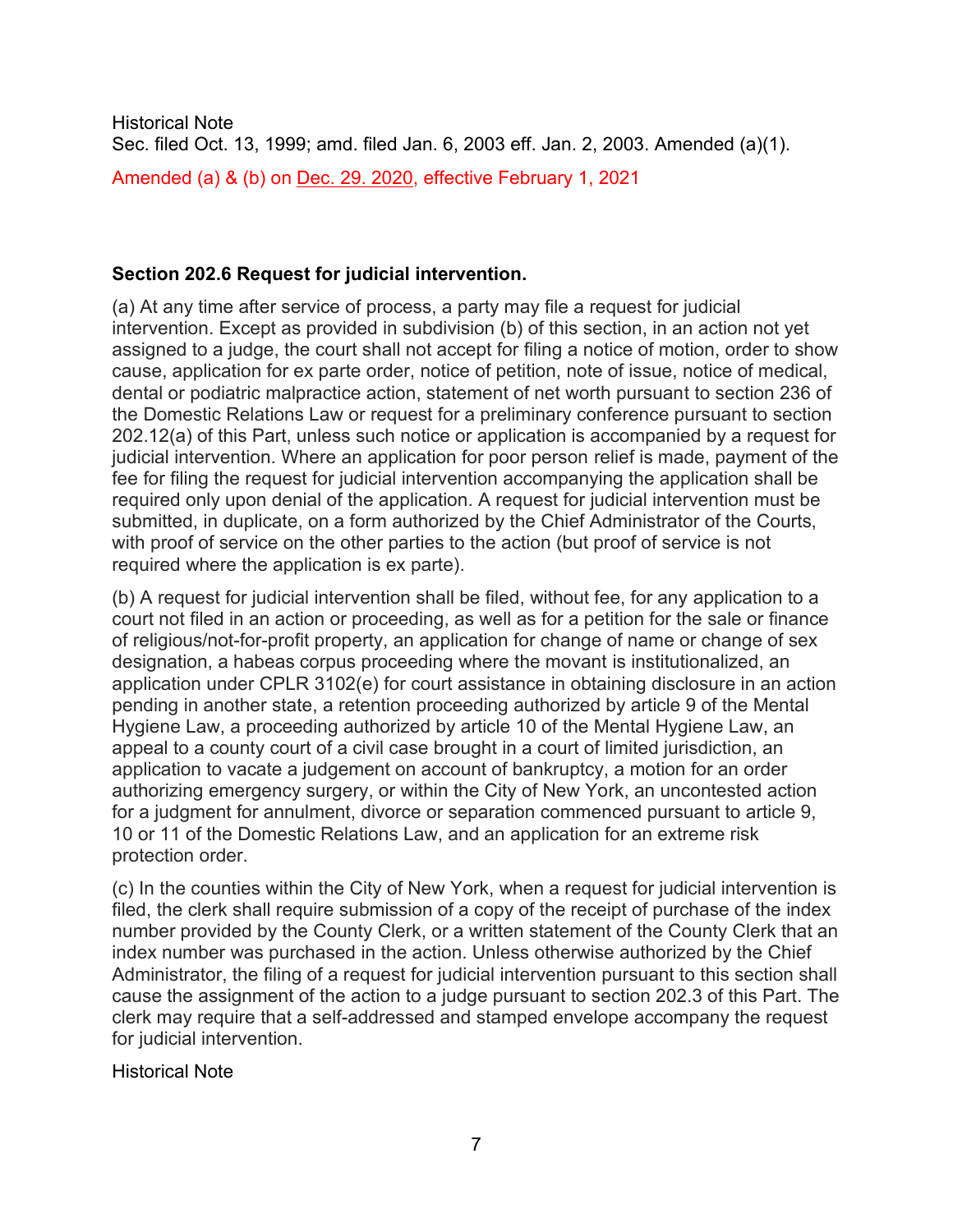Historical Note

Sec. filed Oct. 13, 1999; amd. filed Jan. 6, 2003 eff. Jan. 2, 2003. Amended (a)(1).

Amended (a) & (b) on Dec. 29. 2020, effective February 1, 2021

### Section 202.6 Request for judicial intervention.

(a) At any time after service of process, a party may file a request for judicial intervention. Except as provided in subdivision (b) of this section, in an action not yet assigned to a judge, the court shall not accept for filing a notice of motion, order to show cause, application for ex parte order, notice of petition, note of issue, notice of medical, dental or podiatric malpractice action, statement of net worth pursuant to section 236 of the Domestic Relations Law or request for a preliminary conference pursuant to section 202.12(a) of this Part, unless such notice or application is accompanied by a request for judicial intervention. Where an application for poor person relief is made, payment of the fee for filing the request for judicial intervention accompanying the application shall be required only upon denial of the application. A request for judicial intervention must be submitted, in duplicate, on a form authorized by the Chief Administrator of the Courts, with proof of service on the other parties to the action (but proof of service is not required where the application is ex parte).

(b) A request for judicial intervention shall be filed, without fee, for any application to a court not filed in an action or proceeding, as well as for a petition for the sale or finance of religious/not-for-profit property, an application for change of name or change of sex designation, a habeas corpus proceeding where the movant is institutionalized, an application under CPLR 3102(e) for court assistance in obtaining disclosure in an action pending in another state, a retention proceeding authorized by article 9 of the Mental Hygiene Law, a proceeding authorized by article 10 of the Mental Hygiene Law, an appeal to a county court of a civil case brought in a court of limited jurisdiction, an application to vacate a judgement on account of bankruptcy, a motion for an order authorizing emergency surgery, or within the City of New York, an uncontested action for a judgment for annulment, divorce or separation commenced pursuant to article 9, 10 or 11 of the Domestic Relations Law, and an application for an extreme risk protection order.

(c) In the counties within the City of New York, when a request for judicial intervention is filed, the clerk shall require submission of a copy of the receipt of purchase of the index number provided by the County Clerk, or a written statement of the County Clerk that an index number was purchased in the action. Unless otherwise authorized by the Chief Administrator, the filing of a request for judicial intervention pursuant to this section shall cause the assignment of the action to a judge pursuant to section 202.3 of this Part. The clerk may require that a self-addressed and stamped envelope accompany the request for judicial intervention.

Historical Note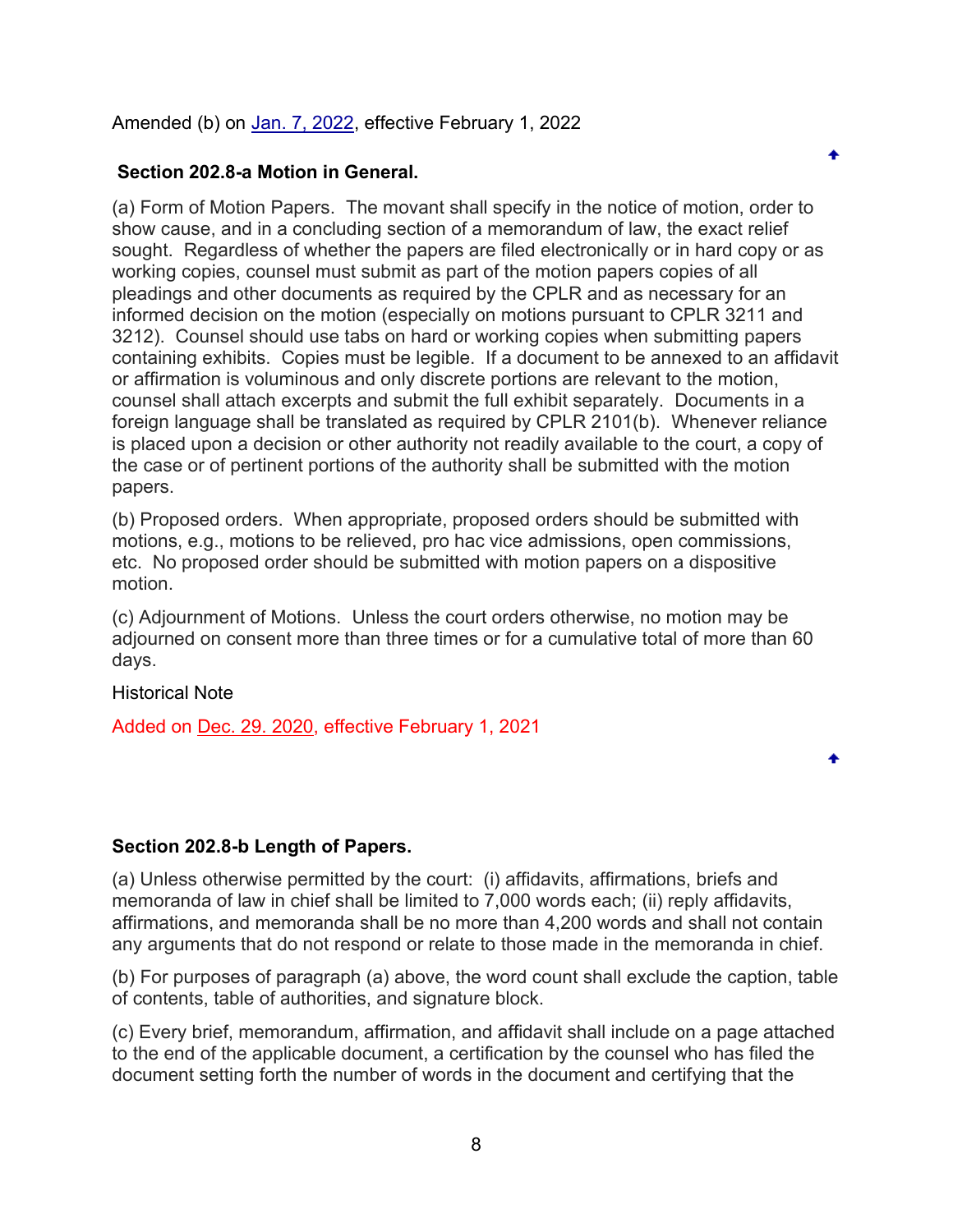Amended (b) on Jan. 7, 2022, effective February 1, 2022

### Section 202.8-a Motion in General.

(a) Form of Motion Papers. The movant shall specify in the notice of motion, order to show cause, and in a concluding section of a memorandum of law, the exact relief sought. Regardless of whether the papers are filed electronically or in hard copy or as working copies, counsel must submit as part of the motion papers copies of all pleadings and other documents as required by the CPLR and as necessary for an informed decision on the motion (especially on motions pursuant to CPLR 3211 and 3212). Counsel should use tabs on hard or working copies when submitting papers containing exhibits. Copies must be legible. If a document to be annexed to an affidavit or affirmation is voluminous and only discrete portions are relevant to the motion, counsel shall attach excerpts and submit the full exhibit separately. Documents in a foreign language shall be translated as required by CPLR 2101(b). Whenever reliance is placed upon a decision or other authority not readily available to the court, a copy of the case or of pertinent portions of the authority shall be submitted with the motion papers.

(b) Proposed orders. When appropriate, proposed orders should be submitted with motions, e.g., motions to be relieved, pro hac vice admissions, open commissions, etc. No proposed order should be submitted with motion papers on a dispositive motion.

(c) Adjournment of Motions. Unless the court orders otherwise, no motion may be adjourned on consent more than three times or for a cumulative total of more than 60 days.

Historical Note

Added on Dec. 29. 2020, effective February 1, 2021

### Section 202.8-b Length of Papers.

(a) Unless otherwise permitted by the court: (i) affidavits, affirmations, briefs and memoranda of law in chief shall be limited to 7,000 words each; (ii) reply affidavits, affirmations, and memoranda shall be no more than 4,200 words and shall not contain any arguments that do not respond or relate to those made in the memoranda in chief.

(b) For purposes of paragraph (a) above, the word count shall exclude the caption, table of contents, table of authorities, and signature block.

(c) Every brief, memorandum, affirmation, and affidavit shall include on a page attached to the end of the applicable document, a certification by the counsel who has filed the document setting forth the number of words in the document and certifying that the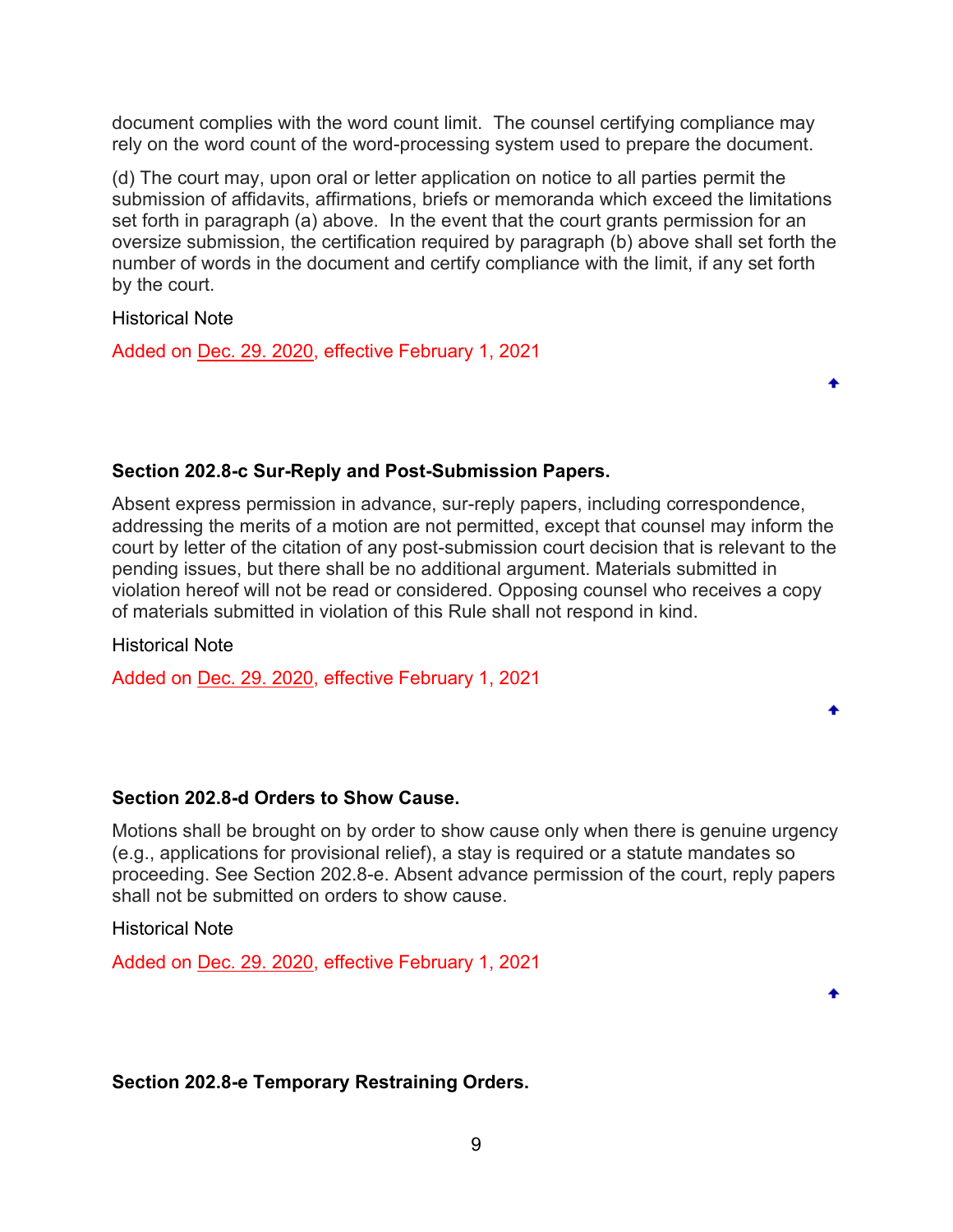document complies with the word count limit. The counsel certifying compliance may rely on the word count of the word-processing system used to prepare the document.

(d) The court may, upon oral or letter application on notice to all parties permit the submission of affidavits, affirmations, briefs or memoranda which exceed the limitations set forth in paragraph (a) above. In the event that the court grants permission for an oversize submission, the certification required by paragraph (b) above shall set forth the number of words in the document and certify compliance with the limit, if any set forth by the court.

Historical Note

Added on Dec. 29. 2020, effective February 1, 2021

**Section 202.8-c Sur-Reply and Post-Submission Papers.**

Absent express permission in advance, sur-reply papers, including correspondence, addressing the merits of a motion are not permitted, except that counsel may inform the court by letter of the citation of any post-submission court decision that is relevant to the pending issues, but there shall be no additional argument. Materials submitted in violation hereof will not be read or considered. Opposing counsel who receives a copy of materials submitted in violation of this Rule shall not respond in kind.

Historical Note

Added on Dec. 29. 2020, effective February 1, 2021

**Section 202.8-d Orders to Show Cause.**

Motions shall be brought on by order to show cause only when there is genuine urgency (e.g., applications for provisional relief), a stay is required or a statute mandates so proceeding. See Section 202.8-e. Absent advance permission of the court, reply papers shall not be submitted on orders to show cause.

Historical Note

Added on Dec. 29. 2020, effective February 1, 2021

**Section 202.8-e Temporary Restraining Orders.**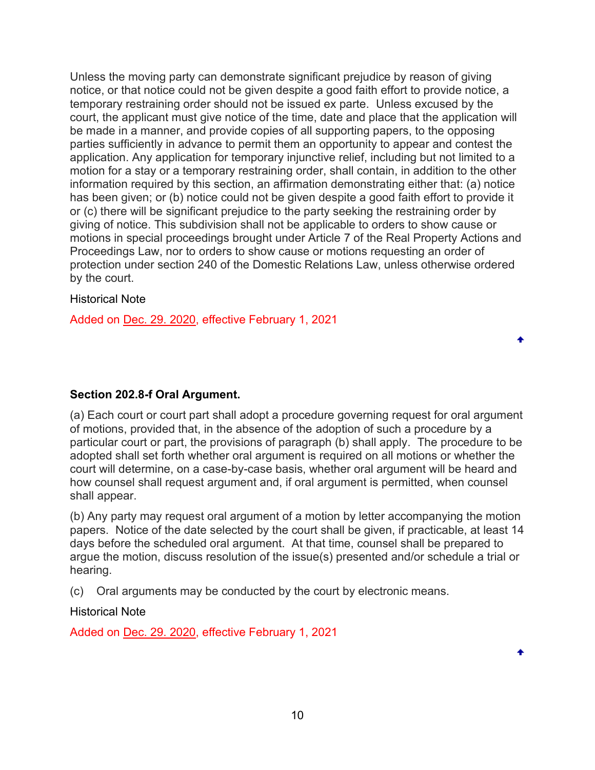Unless the moving party can demonstrate significant prejudice by reason of giving notice, or that notice could not be given despite a good faith effort to provide notice, a temporary restraining order should not be issued ex parte. Unless excused by the court, the applicant must give notice of the time, date and place that the application will be made in a manner, and provide copies of all supporting papers, to the opposing parties sufficiently in advance to permit them an opportunity to appear and contest the application. Any application for temporary injunctive relief, including but not limited to a motion for a stay or a temporary restraining order, shall contain, in addition to the other information required by this section, an affirmation demonstrating either that: (a) notice has been given; or (b) notice could not be given despite a good faith effort to provide it or (c) there will be significant prejudice to the party seeking the restraining order by giving of notice. This subdivision shall not be applicable to orders to show cause or motions in special proceedings brought under Article 7 of the Real Property Actions and Proceedings Law, nor to orders to show cause or motions requesting an order of protection under section 240 of the Domestic Relations Law, unless otherwise ordered by the court.

Historical Note

Added on Dec. 29. 2020, effective February 1, 2021

**Section 202.8-f Oral Argument.**

(a) Each court or court part shall adopt a procedure governing request for oral argument of motions, provided that, in the absence of the adoption of such a procedure by a particular court or part, the provisions of paragraph (b) shall apply. The procedure to be adopted shall set forth whether oral argument is required on all motions or whether the court will determine, on a case-by-case basis, whether oral argument will be heard and how counsel shall request argument and, if oral argument is permitted, when counsel shall appear.

(b) Any party may request oral argument of a motion by letter accompanying the motion papers. Notice of the date selected by the court shall be given, if practicable, at least 14 days before the scheduled oral argument. At that time, counsel shall be prepared to argue the motion, discuss resolution of the issue(s) presented and/or schedule a trial or hearing.

(c) Oral arguments may be conducted by the court by electronic means.

Historical Note

Added on Dec. 29. 2020, effective February 1, 2021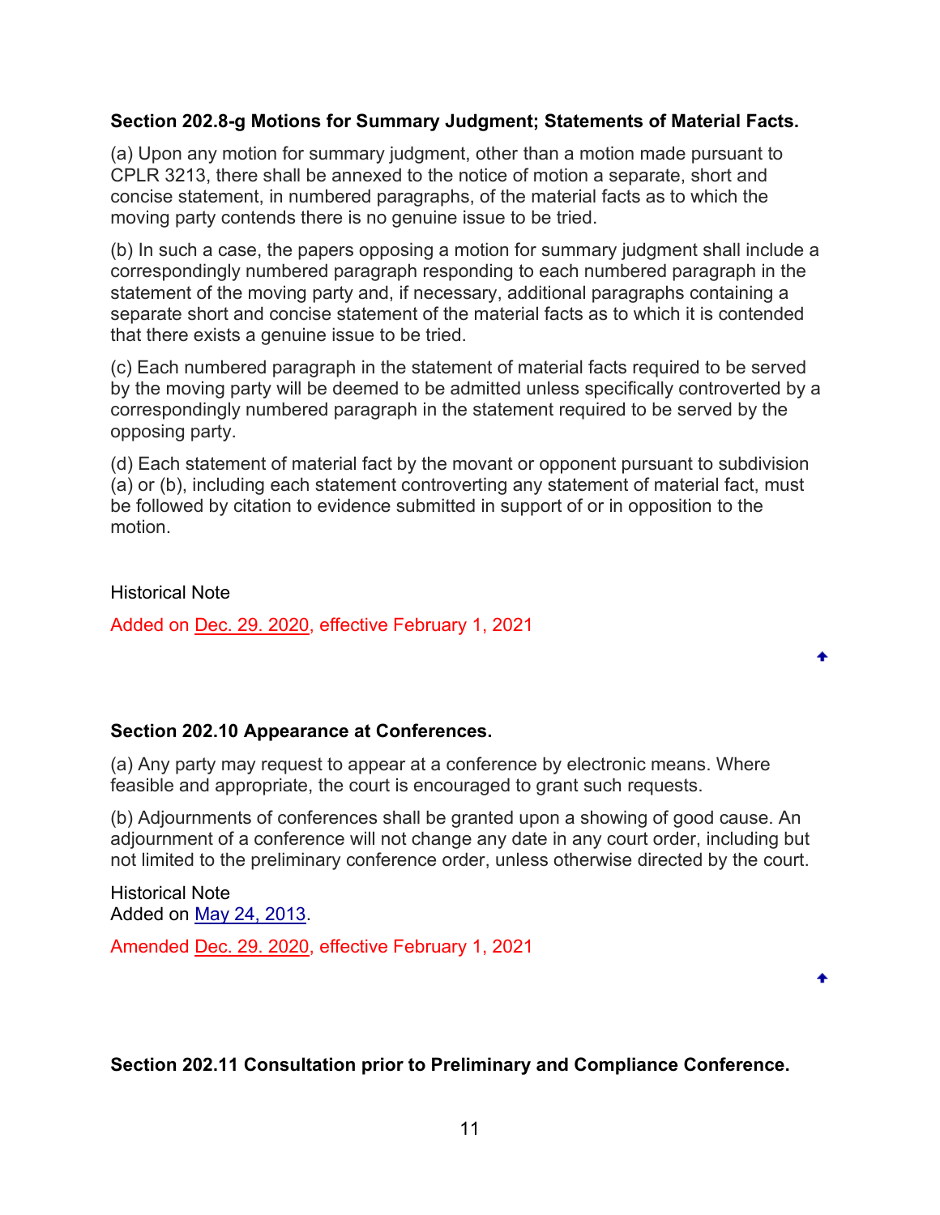### Section 202.8-g Motions for Summary Judgment; Statements of Material Facts.

(a) Upon any motion for summary judgment, other than a motion made pursuant to CPLR 3213, there shall be annexed to the notice of motion a separate, short and concise statement, in numbered paragraphs, of the material facts as to which the moving party contends there is no genuine issue to be tried.

(b) In such a case, the papers opposing a motion for summary judgment shall include a correspondingly numbered paragraph responding to each numbered paragraph in the statement of the moving party and, if necessary, additional paragraphs containing a separate short and concise statement of the material facts as to which it is contended that there exists a genuine issue to be tried.

(c) Each numbered paragraph in the statement of material facts required to be served by the moving party will be deemed to be admitted unless specifically controverted by a correspondingly numbered paragraph in the statement required to be served by the opposing party.

(d) Each statement of material fact by the movant or opponent pursuant to subdivision (a) or (b), including each statement controverting any statement of material fact, must be followed by citation to evidence submitted in support of or in opposition to the motion.

Historical Note

Added on Dec. 29. 2020, effective February 1, 2021

### Section 202.10 Appearance at Conferences.

(a) Any party may request to appear at a conference by electronic means. Where feasible and appropriate, the court is encouraged to grant such requests.

(b) Adjournments of conferences shall be granted upon a showing of good cause. An adjournment of a conference will not change any date in any court order, including but not limited to the preliminary conference order, unless otherwise directed by the court.

Historical Note
Added on May 24, 2013.

Amended Dec. 29. 2020, effective February 1, 2021

### Section 202.11 Consultation prior to Preliminary and Compliance Conference.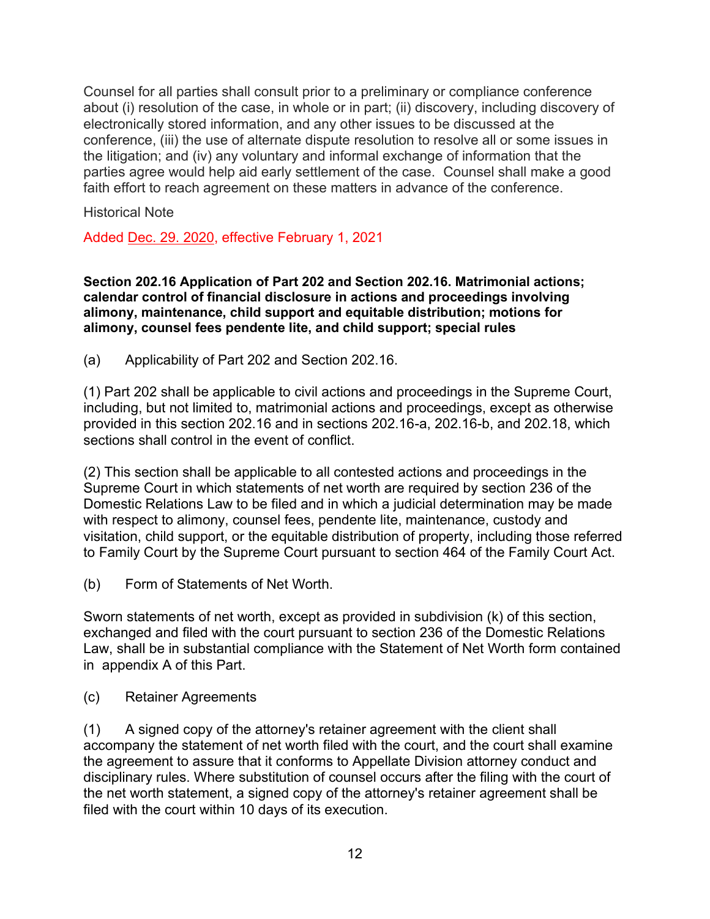Counsel for all parties shall consult prior to a preliminary or compliance conference about (i) resolution of the case, in whole or in part; (ii) discovery, including discovery of electronically stored information, and any other issues to be discussed at the conference, (iii) the use of alternate dispute resolution to resolve all or some issues in the litigation; and (iv) any voluntary and informal exchange of information that the parties agree would help aid early settlement of the case. Counsel shall make a good faith effort to reach agreement on these matters in advance of the conference.

Historical Note

Added Dec. 29. 2020, effective February 1, 2021

**Section 202.16 Application of Part 202 and Section 202.16. Matrimonial actions; calendar control of financial disclosure in actions and proceedings involving alimony, maintenance, child support and equitable distribution; motions for alimony, counsel fees pendente lite, and child support; special rules**

(a) Applicability of Part 202 and Section 202.16.

(1) Part 202 shall be applicable to civil actions and proceedings in the Supreme Court, including, but not limited to, matrimonial actions and proceedings, except as otherwise provided in this section 202.16 and in sections 202.16-a, 202.16-b, and 202.18, which sections shall control in the event of conflict.

(2) This section shall be applicable to all contested actions and proceedings in the Supreme Court in which statements of net worth are required by section 236 of the Domestic Relations Law to be filed and in which a judicial determination may be made with respect to alimony, counsel fees, pendente lite, maintenance, custody and visitation, child support, or the equitable distribution of property, including those referred to Family Court by the Supreme Court pursuant to section 464 of the Family Court Act.

(b) Form of Statements of Net Worth.

Sworn statements of net worth, except as provided in subdivision (k) of this section, exchanged and filed with the court pursuant to section 236 of the Domestic Relations Law, shall be in substantial compliance with the Statement of Net Worth form contained in appendix A of this Part.

(c) Retainer Agreements

(1) A signed copy of the attorney's retainer agreement with the client shall accompany the statement of net worth filed with the court, and the court shall examine the agreement to assure that it conforms to Appellate Division attorney conduct and disciplinary rules. Where substitution of counsel occurs after the filing with the court of the net worth statement, a signed copy of the attorney's retainer agreement shall be filed with the court within 10 days of its execution.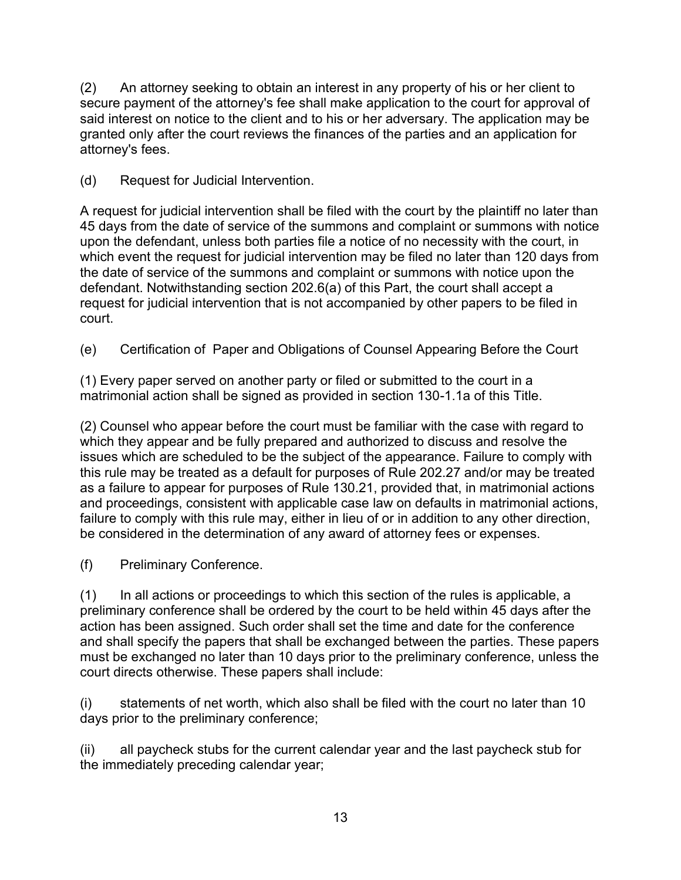(2) An attorney seeking to obtain an interest in any property of his or her client to secure payment of the attorney's fee shall make application to the court for approval of said interest on notice to the client and to his or her adversary. The application may be granted only after the court reviews the finances of the parties and an application for attorney's fees.

(d) Request for Judicial Intervention.

A request for judicial intervention shall be filed with the court by the plaintiff no later than 45 days from the date of service of the summons and complaint or summons with notice upon the defendant, unless both parties file a notice of no necessity with the court, in which event the request for judicial intervention may be filed no later than 120 days from the date of service of the summons and complaint or summons with notice upon the defendant. Notwithstanding section 202.6(a) of this Part, the court shall accept a request for judicial intervention that is not accompanied by other papers to be filed in court.

(e) Certification of Paper and Obligations of Counsel Appearing Before the Court

(1) Every paper served on another party or filed or submitted to the court in a matrimonial action shall be signed as provided in section 130-1.1a of this Title.

(2) Counsel who appear before the court must be familiar with the case with regard to which they appear and be fully prepared and authorized to discuss and resolve the issues which are scheduled to be the subject of the appearance. Failure to comply with this rule may be treated as a default for purposes of Rule 202.27 and/or may be treated as a failure to appear for purposes of Rule 130.21, provided that, in matrimonial actions and proceedings, consistent with applicable case law on defaults in matrimonial actions, failure to comply with this rule may, either in lieu of or in addition to any other direction, be considered in the determination of any award of attorney fees or expenses.

(f) Preliminary Conference.

(1) In all actions or proceedings to which this section of the rules is applicable, a preliminary conference shall be ordered by the court to be held within 45 days after the action has been assigned. Such order shall set the time and date for the conference and shall specify the papers that shall be exchanged between the parties. These papers must be exchanged no later than 10 days prior to the preliminary conference, unless the court directs otherwise. These papers shall include:

(i) statements of net worth, which also shall be filed with the court no later than 10 days prior to the preliminary conference;

(ii) all paycheck stubs for the current calendar year and the last paycheck stub for the immediately preceding calendar year;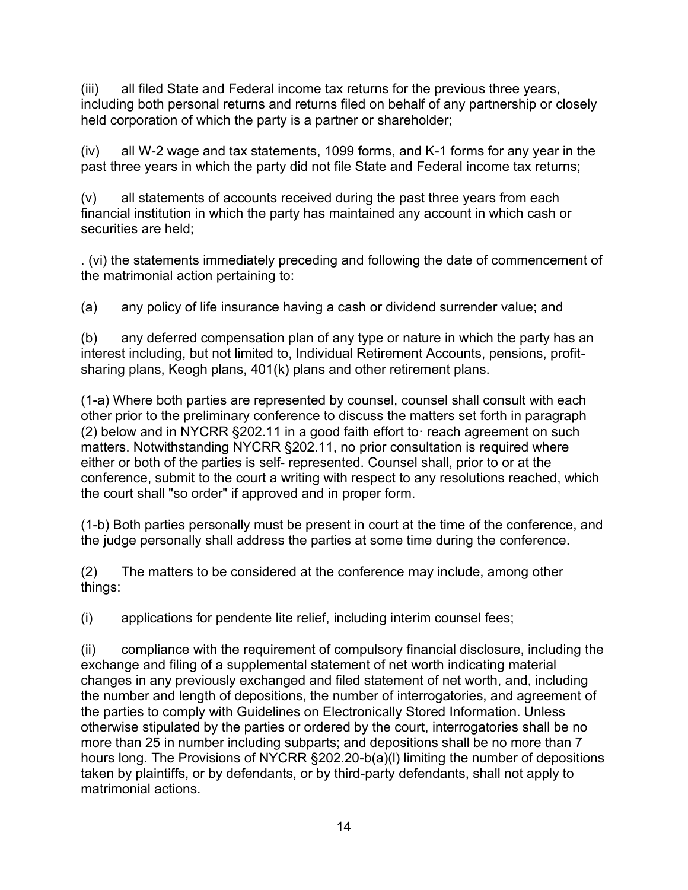(iii) all filed State and Federal income tax returns for the previous three years, including both personal returns and returns filed on behalf of any partnership or closely held corporation of which the party is a partner or shareholder;

(iv) all W-2 wage and tax statements, 1099 forms, and K-1 forms for any year in the past three years in which the party did not file State and Federal income tax returns;

(v) all statements of accounts received during the past three years from each financial institution in which the party has maintained any account in which cash or securities are held;

. (vi) the statements immediately preceding and following the date of commencement of the matrimonial action pertaining to:

(a) any policy of life insurance having a cash or dividend surrender value; and

(b) any deferred compensation plan of any type or nature in which the party has an interest including, but not limited to, Individual Retirement Accounts, pensions, profit-sharing plans, Keogh plans, 401(k) plans and other retirement plans.

(1-a) Where both parties are represented by counsel, counsel shall consult with each other prior to the preliminary conference to discuss the matters set forth in paragraph (2) below and in NYCRR §202.11 in a good faith effort to· reach agreement on such matters. Notwithstanding NYCRR §202.11, no prior consultation is required where either or both of the parties is self- represented. Counsel shall, prior to or at the conference, submit to the court a writing with respect to any resolutions reached, which the court shall "so order" if approved and in proper form.

(1-b) Both parties personally must be present in court at the time of the conference, and the judge personally shall address the parties at some time during the conference.

(2) The matters to be considered at the conference may include, among other things:

(i) applications for pendente lite relief, including interim counsel fees;

(ii) compliance with the requirement of compulsory financial disclosure, including the exchange and filing of a supplemental statement of net worth indicating material changes in any previously exchanged and filed statement of net worth, and, including the number and length of depositions, the number of interrogatories, and agreement of the parties to comply with Guidelines on Electronically Stored Information. Unless otherwise stipulated by the parties or ordered by the court, interrogatories shall be no more than 25 in number including subparts; and depositions shall be no more than 7 hours long. The Provisions of NYCRR §202.20-b(a)(l) limiting the number of depositions taken by plaintiffs, or by defendants, or by third-party defendants, shall not apply to matrimonial actions.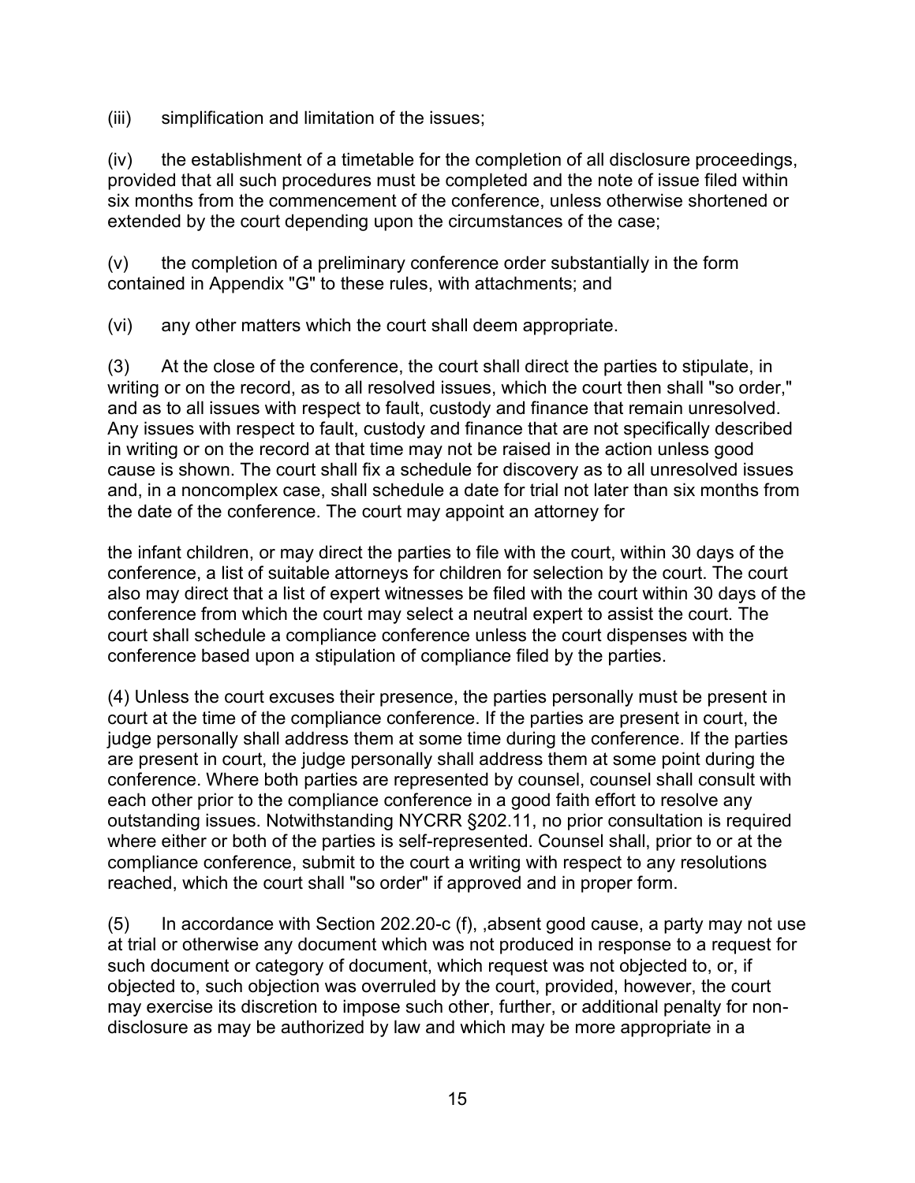(iii) simplification and limitation of the issues;

(iv) the establishment of a timetable for the completion of all disclosure proceedings, provided that all such procedures must be completed and the note of issue filed within six months from the commencement of the conference, unless otherwise shortened or extended by the court depending upon the circumstances of the case;

(v) the completion of a preliminary conference order substantially in the form contained in Appendix "G" to these rules, with attachments; and

(vi) any other matters which the court shall deem appropriate.

(3) At the close of the conference, the court shall direct the parties to stipulate, in writing or on the record, as to all resolved issues, which the court then shall "so order," and as to all issues with respect to fault, custody and finance that remain unresolved. Any issues with respect to fault, custody and finance that are not specifically described in writing or on the record at that time may not be raised in the action unless good cause is shown. The court shall fix a schedule for discovery as to all unresolved issues and, in a noncomplex case, shall schedule a date for trial not later than six months from the date of the conference. The court may appoint an attorney for the infant children, or may direct the parties to file with the court, within 30 days of the conference, a list of suitable attorneys for children for selection by the court. The court also may direct that a list of expert witnesses be filed with the court within 30 days of the conference from which the court may select a neutral expert to assist the court. The court shall schedule a compliance conference unless the court dispenses with the conference based upon a stipulation of compliance filed by the parties.

(4) Unless the court excuses their presence, the parties personally must be present in court at the time of the compliance conference. If the parties are present in court, the judge personally shall address them at some time during the conference. If the parties are present in court, the judge personally shall address them at some point during the conference. Where both parties are represented by counsel, counsel shall consult with each other prior to the compliance conference in a good faith effort to resolve any outstanding issues. Notwithstanding NYCRR §202.11, no prior consultation is required where either or both of the parties is self-represented. Counsel shall, prior to or at the compliance conference, submit to the court a writing with respect to any resolutions reached, which the court shall "so order" if approved and in proper form.

(5) In accordance with Section 202.20-c (f), ,absent good cause, a party may not use at trial or otherwise any document which was not produced in response to a request for such document or category of document, which request was not objected to, or, if objected to, such objection was overruled by the court, provided, however, the court may exercise its discretion to impose such other, further, or additional penalty for non-disclosure as may be authorized by law and which may be more appropriate in a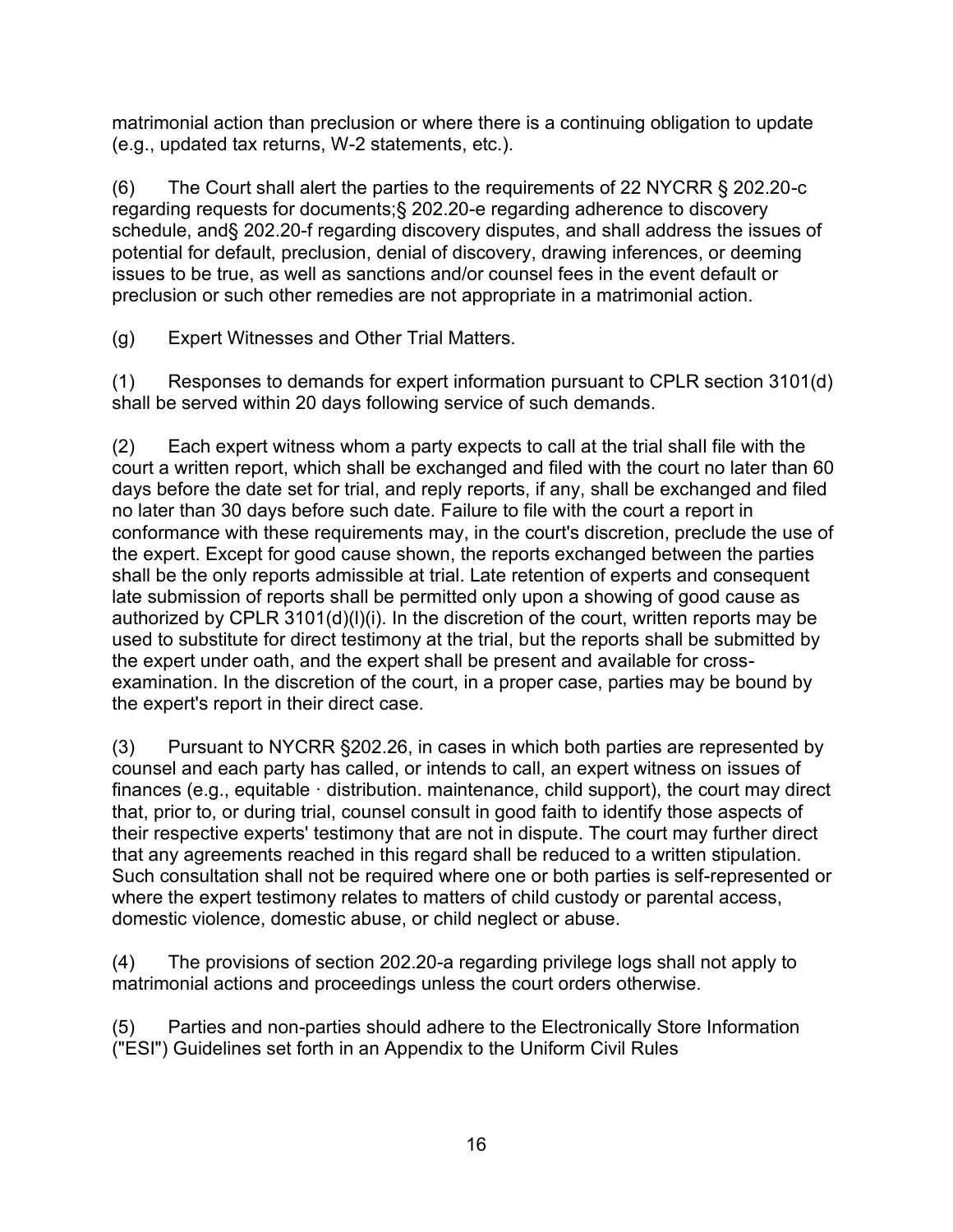matrimonial action than preclusion or where there is a continuing obligation to update (e.g., updated tax returns, W-2 statements, etc.).

(6) The Court shall alert the parties to the requirements of 22 NYCRR § 202.20-c regarding requests for documents;§ 202.20-e regarding adherence to discovery schedule, and§ 202.20-f regarding discovery disputes, and shall address the issues of potential for default, preclusion, denial of discovery, drawing inferences, or deeming issues to be true, as well as sanctions and/or counsel fees in the event default or preclusion or such other remedies are not appropriate in a matrimonial action.

(g) Expert Witnesses and Other Trial Matters.

(1) Responses to demands for expert information pursuant to CPLR section 3101(d) shall be served within 20 days following service of such demands.

(2) Each expert witness whom a party expects to call at the trial shall file with the court a written report, which shall be exchanged and filed with the court no later than 60 days before the date set for trial, and reply reports, if any, shall be exchanged and filed no later than 30 days before such date. Failure to file with the court a report in conformance with these requirements may, in the court's discretion, preclude the use of the expert. Except for good cause shown, the reports exchanged between the parties shall be the only reports admissible at trial. Late retention of experts and consequent late submission of reports shall be permitted only upon a showing of good cause as authorized by CPLR 3101(d)(l)(i). In the discretion of the court, written reports may be used to substitute for direct testimony at the trial, but the reports shall be submitted by the expert under oath, and the expert shall be present and available for cross-examination. In the discretion of the court, in a proper case, parties may be bound by the expert's report in their direct case.

(3) Pursuant to NYCRR §202.26, in cases in which both parties are represented by counsel and each party has called, or intends to call, an expert witness on issues of finances (e.g., equitable · distribution. maintenance, child support), the court may direct that, prior to, or during trial, counsel consult in good faith to identify those aspects of their respective experts' testimony that are not in dispute. The court may further direct that any agreements reached in this regard shall be reduced to a written stipulation. Such consultation shall not be required where one or both parties is self-represented or where the expert testimony relates to matters of child custody or parental access, domestic violence, domestic abuse, or child neglect or abuse.

(4) The provisions of section 202.20-a regarding privilege logs shall not apply to matrimonial actions and proceedings unless the court orders otherwise.

(5) Parties and non-parties should adhere to the Electronically Store Information ("ESI") Guidelines set forth in an Appendix to the Uniform Civil Rules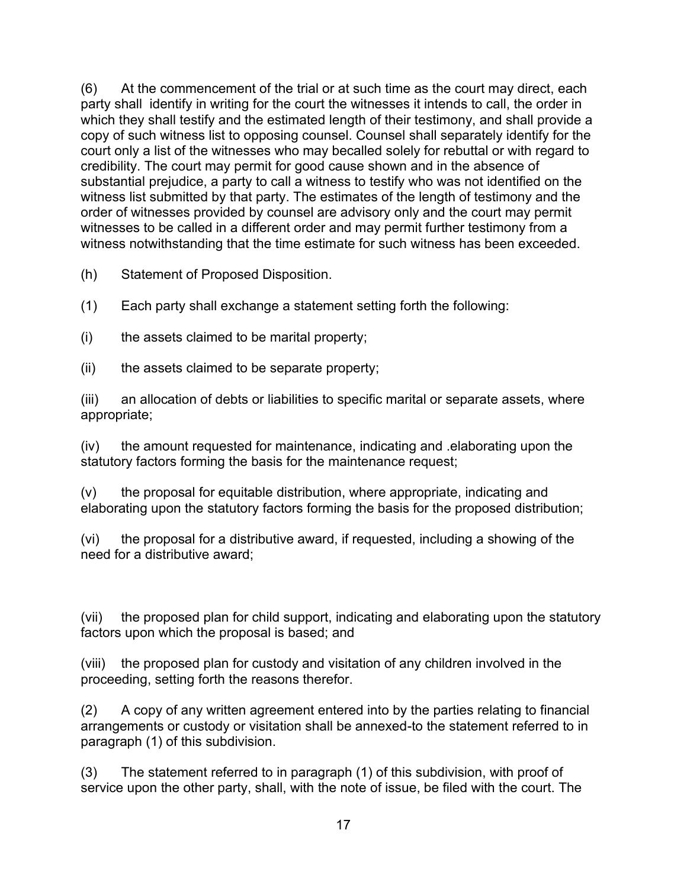(6) At the commencement of the trial or at such time as the court may direct, each party shall identify in writing for the court the witnesses it intends to call, the order in which they shall testify and the estimated length of their testimony, and shall provide a copy of such witness list to opposing counsel. Counsel shall separately identify for the court only a list of the witnesses who may becalled solely for rebuttal or with regard to credibility. The court may permit for good cause shown and in the absence of substantial prejudice, a party to call a witness to testify who was not identified on the witness list submitted by that party. The estimates of the length of testimony and the order of witnesses provided by counsel are advisory only and the court may permit witnesses to be called in a different order and may permit further testimony from a witness notwithstanding that the time estimate for such witness has been exceeded.

(h) Statement of Proposed Disposition.

(1) Each party shall exchange a statement setting forth the following:

(i) the assets claimed to be marital property;

(ii) the assets claimed to be separate property;

(iii) an allocation of debts or liabilities to specific marital or separate assets, where appropriate;

(iv) the amount requested for maintenance, indicating and .elaborating upon the statutory factors forming the basis for the maintenance request;

(v) the proposal for equitable distribution, where appropriate, indicating and elaborating upon the statutory factors forming the basis for the proposed distribution;

(vi) the proposal for a distributive award, if requested, including a showing of the need for a distributive award;

(vii) the proposed plan for child support, indicating and elaborating upon the statutory factors upon which the proposal is based; and

(viii) the proposed plan for custody and visitation of any children involved in the proceeding, setting forth the reasons therefor.

(2) A copy of any written agreement entered into by the parties relating to financial arrangements or custody or visitation shall be annexed-to the statement referred to in paragraph (1) of this subdivision.

(3) The statement referred to in paragraph (1) of this subdivision, with proof of service upon the other party, shall, with the note of issue, be filed with the court. The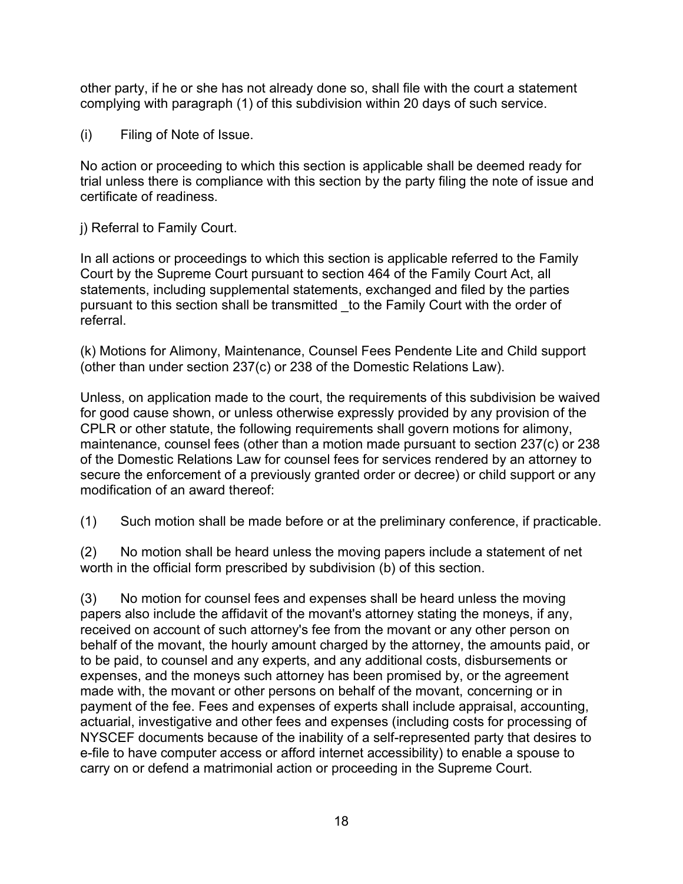other party, if he or she has not already done so, shall file with the court a statement complying with paragraph (1) of this subdivision within 20 days of such service.

(i) Filing of Note of Issue.

No action or proceeding to which this section is applicable shall be deemed ready for trial unless there is compliance with this section by the party filing the note of issue and certificate of readiness.

j) Referral to Family Court.

In all actions or proceedings to which this section is applicable referred to the Family Court by the Supreme Court pursuant to section 464 of the Family Court Act, all statements, including supplemental statements, exchanged and filed by the parties pursuant to this section shall be transmitted _to the Family Court with the order of referral.

(k) Motions for Alimony, Maintenance, Counsel Fees Pendente Lite and Child support (other than under section 237(c) or 238 of the Domestic Relations Law).

Unless, on application made to the court, the requirements of this subdivision be waived for good cause shown, or unless otherwise expressly provided by any provision of the CPLR or other statute, the following requirements shall govern motions for alimony, maintenance, counsel fees (other than a motion made pursuant to section 237(c) or 238 of the Domestic Relations Law for counsel fees for services rendered by an attorney to secure the enforcement of a previously granted order or decree) or child support or any modification of an award thereof:

(1) Such motion shall be made before or at the preliminary conference, if practicable.

(2) No motion shall be heard unless the moving papers include a statement of net worth in the official form prescribed by subdivision (b) of this section.

(3) No motion for counsel fees and expenses shall be heard unless the moving papers also include the affidavit of the movant's attorney stating the moneys, if any, received on account of such attorney's fee from the movant or any other person on behalf of the movant, the hourly amount charged by the attorney, the amounts paid, or to be paid, to counsel and any experts, and any additional costs, disbursements or expenses, and the moneys such attorney has been promised by, or the agreement made with, the movant or other persons on behalf of the movant, concerning or in payment of the fee. Fees and expenses of experts shall include appraisal, accounting, actuarial, investigative and other fees and expenses (including costs for processing of NYSCEF documents because of the inability of a self-represented party that desires to e-file to have computer access or afford internet accessibility) to enable a spouse to carry on or defend a matrimonial action or proceeding in the Supreme Court.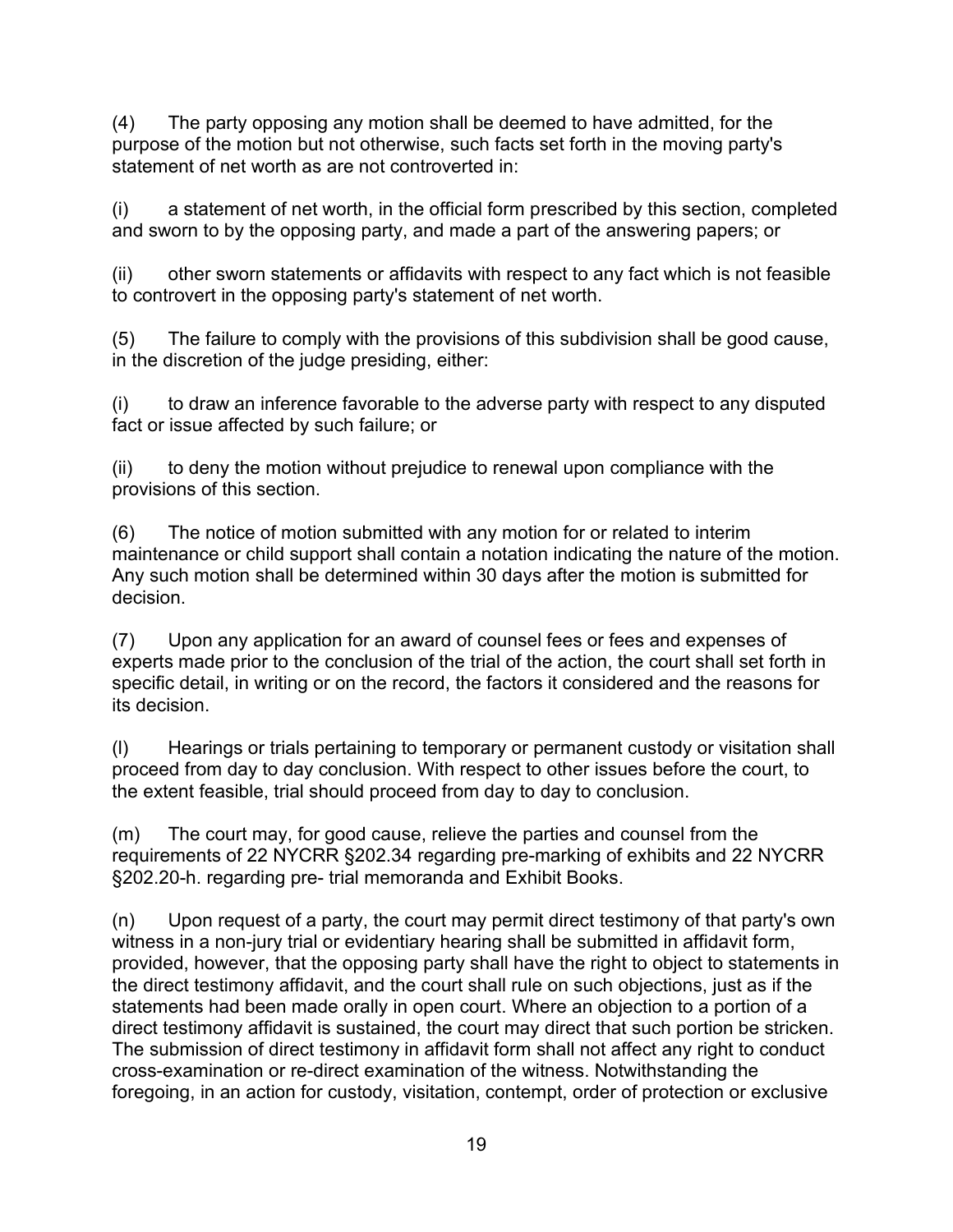(4) The party opposing any motion shall be deemed to have admitted, for the purpose of the motion but not otherwise, such facts set forth in the moving party's statement of net worth as are not controverted in:

(i) a statement of net worth, in the official form prescribed by this section, completed and sworn to by the opposing party, and made a part of the answering papers; or

(ii) other sworn statements or affidavits with respect to any fact which is not feasible to controvert in the opposing party's statement of net worth.

(5) The failure to comply with the provisions of this subdivision shall be good cause, in the discretion of the judge presiding, either:

(i) to draw an inference favorable to the adverse party with respect to any disputed fact or issue affected by such failure; or

(ii) to deny the motion without prejudice to renewal upon compliance with the provisions of this section.

(6) The notice of motion submitted with any motion for or related to interim maintenance or child support shall contain a notation indicating the nature of the motion. Any such motion shall be determined within 30 days after the motion is submitted for decision.

(7) Upon any application for an award of counsel fees or fees and expenses of experts made prior to the conclusion of the trial of the action, the court shall set forth in specific detail, in writing or on the record, the factors it considered and the reasons for its decision.

(l) Hearings or trials pertaining to temporary or permanent custody or visitation shall proceed from day to day conclusion. With respect to other issues before the court, to the extent feasible, trial should proceed from day to day to conclusion.

(m) The court may, for good cause, relieve the parties and counsel from the requirements of 22 NYCRR §202.34 regarding pre-marking of exhibits and 22 NYCRR §202.20-h. regarding pre- trial memoranda and Exhibit Books.

(n) Upon request of a party, the court may permit direct testimony of that party's own witness in a non-jury trial or evidentiary hearing shall be submitted in affidavit form, provided, however, that the opposing party shall have the right to object to statements in the direct testimony affidavit, and the court shall rule on such objections, just as if the statements had been made orally in open court. Where an objection to a portion of a direct testimony affidavit is sustained, the court may direct that such portion be stricken. The submission of direct testimony in affidavit form shall not affect any right to conduct cross-examination or re-direct examination of the witness. Notwithstanding the foregoing, in an action for custody, visitation, contempt, order of protection or exclusive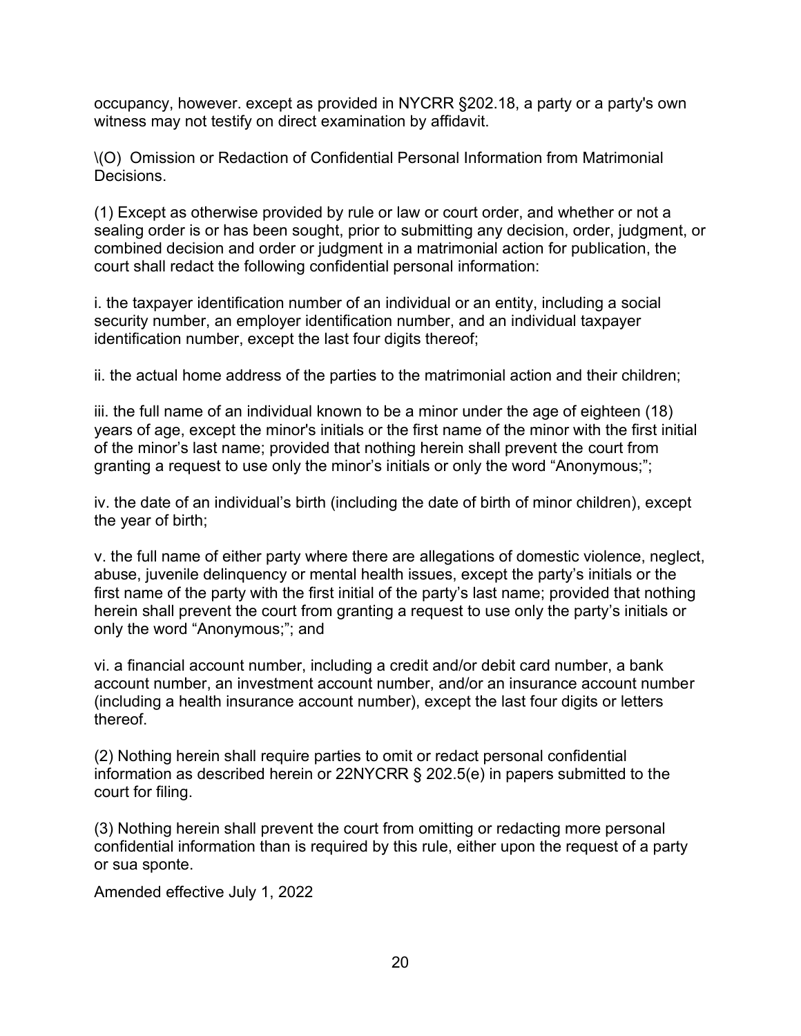occupancy, however. except as provided in NYCRR §202.18, a party or a party's own witness may not testify on direct examination by affidavit.

\(O) Omission or Redaction of Confidential Personal Information from Matrimonial Decisions.

(1) Except as otherwise provided by rule or law or court order, and whether or not a sealing order is or has been sought, prior to submitting any decision, order, judgment, or combined decision and order or judgment in a matrimonial action for publication, the court shall redact the following confidential personal information:

i. the taxpayer identification number of an individual or an entity, including a social security number, an employer identification number, and an individual taxpayer identification number, except the last four digits thereof;

ii. the actual home address of the parties to the matrimonial action and their children;

iii. the full name of an individual known to be a minor under the age of eighteen (18) years of age, except the minor's initials or the first name of the minor with the first initial of the minor's last name; provided that nothing herein shall prevent the court from granting a request to use only the minor's initials or only the word "Anonymous;";

iv. the date of an individual's birth (including the date of birth of minor children), except the year of birth;

v. the full name of either party where there are allegations of domestic violence, neglect, abuse, juvenile delinquency or mental health issues, except the party's initials or the first name of the party with the first initial of the party's last name; provided that nothing herein shall prevent the court from granting a request to use only the party's initials or only the word "Anonymous;"; and

vi. a financial account number, including a credit and/or debit card number, a bank account number, an investment account number, and/or an insurance account number (including a health insurance account number), except the last four digits or letters thereof.

(2) Nothing herein shall require parties to omit or redact personal confidential information as described herein or 22NYCRR § 202.5(e) in papers submitted to the court for filing.

(3) Nothing herein shall prevent the court from omitting or redacting more personal confidential information than is required by this rule, either upon the request of a party or sua sponte.

Amended effective July 1, 2022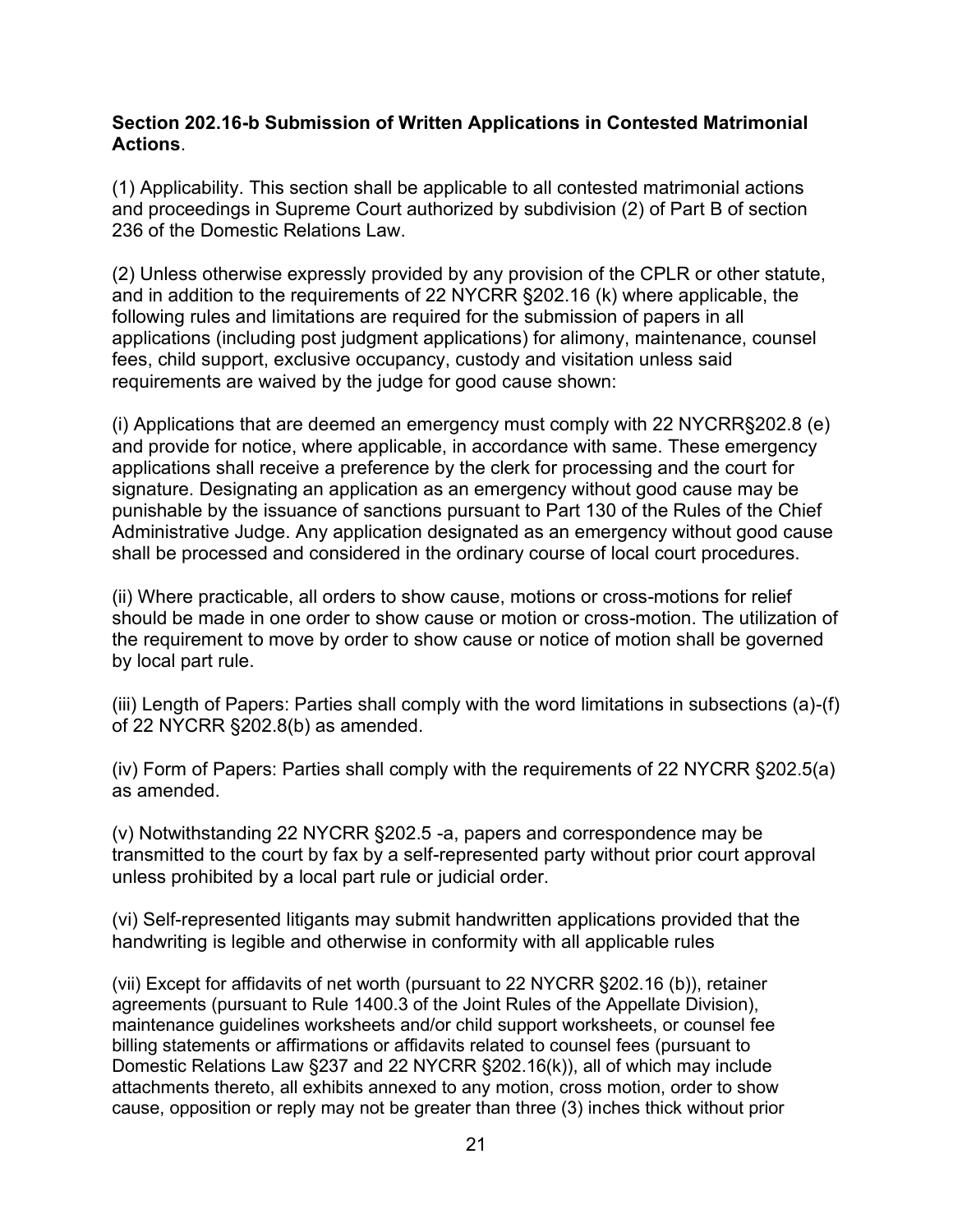**Section 202.16-b Submission of Written Applications in Contested Matrimonial Actions**.

(1) Applicability. This section shall be applicable to all contested matrimonial actions and proceedings in Supreme Court authorized by subdivision (2) of Part B of section 236 of the Domestic Relations Law.

(2) Unless otherwise expressly provided by any provision of the CPLR or other statute, and in addition to the requirements of 22 NYCRR §202.16 (k) where applicable, the following rules and limitations are required for the submission of papers in all applications (including post judgment applications) for alimony, maintenance, counsel fees, child support, exclusive occupancy, custody and visitation unless said requirements are waived by the judge for good cause shown:

(i) Applications that are deemed an emergency must comply with 22 NYCRR§202.8 (e) and provide for notice, where applicable, in accordance with same. These emergency applications shall receive a preference by the clerk for processing and the court for signature. Designating an application as an emergency without good cause may be punishable by the issuance of sanctions pursuant to Part 130 of the Rules of the Chief Administrative Judge. Any application designated as an emergency without good cause shall be processed and considered in the ordinary course of local court procedures.

(ii) Where practicable, all orders to show cause, motions or cross-motions for relief should be made in one order to show cause or motion or cross-motion. The utilization of the requirement to move by order to show cause or notice of motion shall be governed by local part rule.

(iii) Length of Papers: Parties shall comply with the word limitations in subsections (a)-(f) of 22 NYCRR §202.8(b) as amended.

(iv) Form of Papers: Parties shall comply with the requirements of 22 NYCRR §202.5(a) as amended.

(v) Notwithstanding 22 NYCRR §202.5 -a, papers and correspondence may be transmitted to the court by fax by a self-represented party without prior court approval unless prohibited by a local part rule or judicial order.

(vi) Self-represented litigants may submit handwritten applications provided that the handwriting is legible and otherwise in conformity with all applicable rules

(vii) Except for affidavits of net worth (pursuant to 22 NYCRR §202.16 (b)), retainer agreements (pursuant to Rule 1400.3 of the Joint Rules of the Appellate Division), maintenance guidelines worksheets and/or child support worksheets, or counsel fee billing statements or affirmations or affidavits related to counsel fees (pursuant to Domestic Relations Law §237 and 22 NYCRR §202.16(k)), all of which may include attachments thereto, all exhibits annexed to any motion, cross motion, order to show cause, opposition or reply may not be greater than three (3) inches thick without prior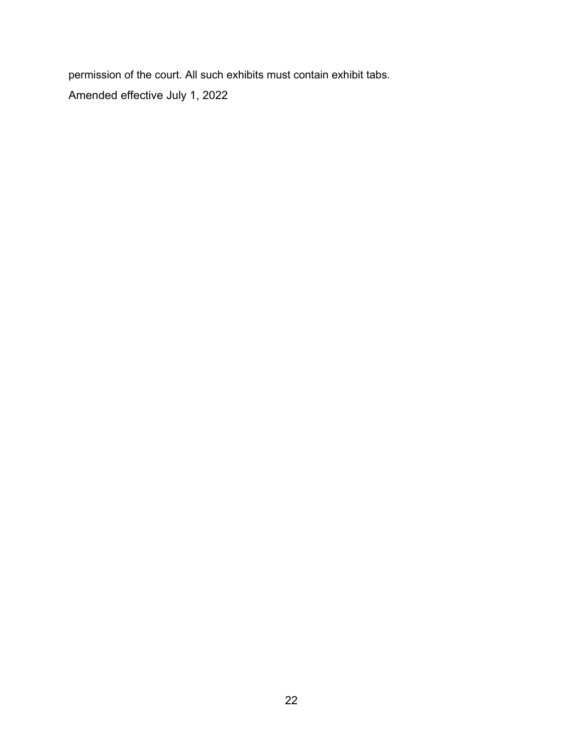permission of the court. All such exhibits must contain exhibit tabs.

Amended effective July 1, 2022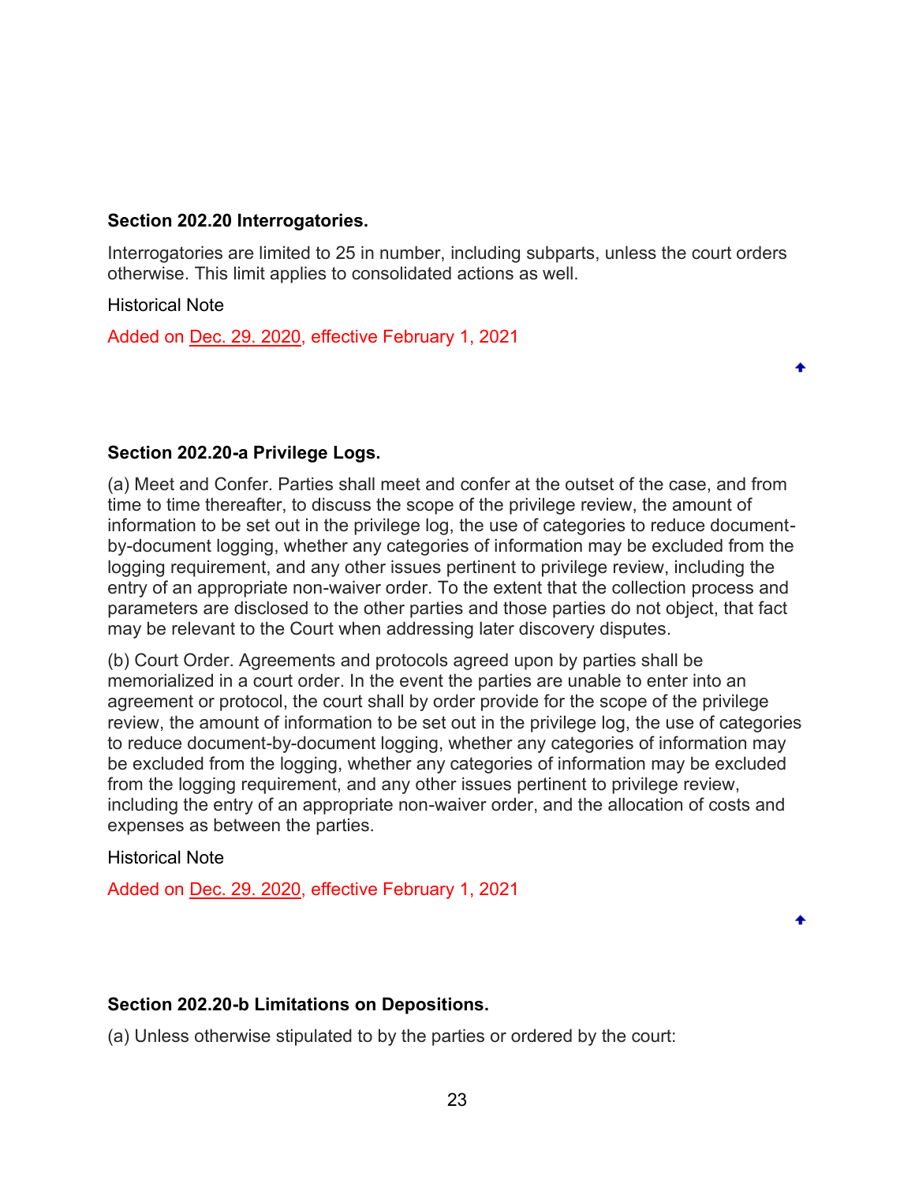**Section 202.20 Interrogatories.**

Interrogatories are limited to 25 in number, including subparts, unless the court orders otherwise. This limit applies to consolidated actions as well.

Historical Note

Added on Dec. 29. 2020, effective February 1, 2021

**Section 202.20-a Privilege Logs.**

(a) Meet and Confer. Parties shall meet and confer at the outset of the case, and from time to time thereafter, to discuss the scope of the privilege review, the amount of information to be set out in the privilege log, the use of categories to reduce document-by-document logging, whether any categories of information may be excluded from the logging requirement, and any other issues pertinent to privilege review, including the entry of an appropriate non-waiver order. To the extent that the collection process and parameters are disclosed to the other parties and those parties do not object, that fact may be relevant to the Court when addressing later discovery disputes.

(b) Court Order. Agreements and protocols agreed upon by parties shall be memorialized in a court order. In the event the parties are unable to enter into an agreement or protocol, the court shall by order provide for the scope of the privilege review, the amount of information to be set out in the privilege log, the use of categories to reduce document-by-document logging, whether any categories of information may be excluded from the logging, whether any categories of information may be excluded from the logging requirement, and any other issues pertinent to privilege review, including the entry of an appropriate non-waiver order, and the allocation of costs and expenses as between the parties.

Historical Note

Added on Dec. 29. 2020, effective February 1, 2021

**Section 202.20-b Limitations on Depositions.**

(a) Unless otherwise stipulated to by the parties or ordered by the court: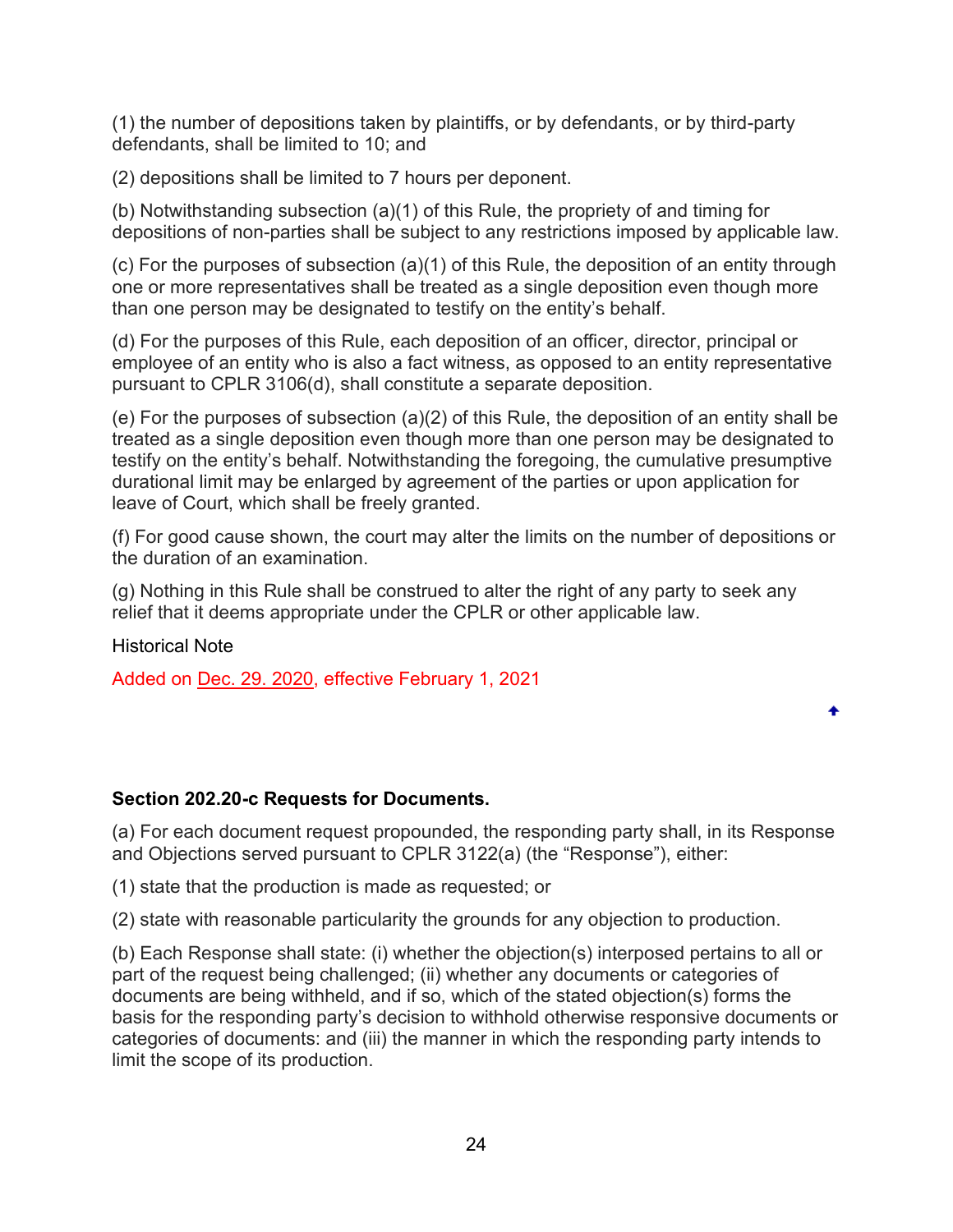(1) the number of depositions taken by plaintiffs, or by defendants, or by third-party defendants, shall be limited to 10; and

(2) depositions shall be limited to 7 hours per deponent.

(b) Notwithstanding subsection (a)(1) of this Rule, the propriety of and timing for depositions of non-parties shall be subject to any restrictions imposed by applicable law.

(c) For the purposes of subsection (a)(1) of this Rule, the deposition of an entity through one or more representatives shall be treated as a single deposition even though more than one person may be designated to testify on the entity's behalf.

(d) For the purposes of this Rule, each deposition of an officer, director, principal or employee of an entity who is also a fact witness, as opposed to an entity representative pursuant to CPLR 3106(d), shall constitute a separate deposition.

(e) For the purposes of subsection (a)(2) of this Rule, the deposition of an entity shall be treated as a single deposition even though more than one person may be designated to testify on the entity's behalf. Notwithstanding the foregoing, the cumulative presumptive durational limit may be enlarged by agreement of the parties or upon application for leave of Court, which shall be freely granted.

(f) For good cause shown, the court may alter the limits on the number of depositions or the duration of an examination.

(g) Nothing in this Rule shall be construed to alter the right of any party to seek any relief that it deems appropriate under the CPLR or other applicable law.

Historical Note

Added on Dec. 29. 2020, effective February 1, 2021

**Section 202.20-c Requests for Documents.**

(a) For each document request propounded, the responding party shall, in its Response and Objections served pursuant to CPLR 3122(a) (the "Response"), either:

(1) state that the production is made as requested; or

(2) state with reasonable particularity the grounds for any objection to production.

(b) Each Response shall state: (i) whether the objection(s) interposed pertains to all or part of the request being challenged; (ii) whether any documents or categories of documents are being withheld, and if so, which of the stated objection(s) forms the basis for the responding party's decision to withhold otherwise responsive documents or categories of documents: and (iii) the manner in which the responding party intends to limit the scope of its production.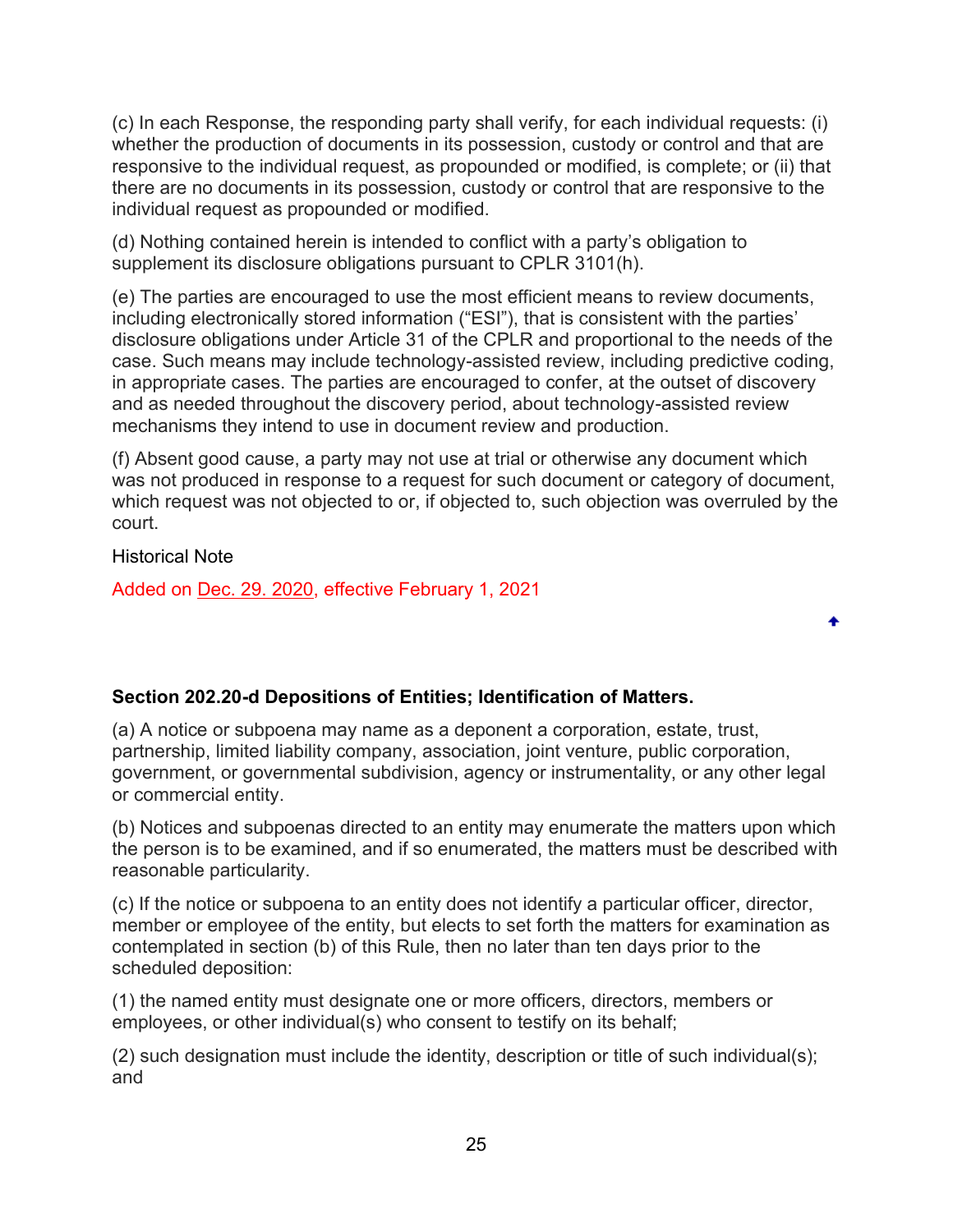(c) In each Response, the responding party shall verify, for each individual requests: (i) whether the production of documents in its possession, custody or control and that are responsive to the individual request, as propounded or modified, is complete; or (ii) that there are no documents in its possession, custody or control that are responsive to the individual request as propounded or modified.

(d) Nothing contained herein is intended to conflict with a party's obligation to supplement its disclosure obligations pursuant to CPLR 3101(h).

(e) The parties are encouraged to use the most efficient means to review documents, including electronically stored information ("ESI"), that is consistent with the parties' disclosure obligations under Article 31 of the CPLR and proportional to the needs of the case. Such means may include technology-assisted review, including predictive coding, in appropriate cases. The parties are encouraged to confer, at the outset of discovery and as needed throughout the discovery period, about technology-assisted review mechanisms they intend to use in document review and production.

(f) Absent good cause, a party may not use at trial or otherwise any document which was not produced in response to a request for such document or category of document, which request was not objected to or, if objected to, such objection was overruled by the court.

Historical Note

Added on Dec. 29. 2020, effective February 1, 2021

### Section 202.20-d Depositions of Entities; Identification of Matters.

(a) A notice or subpoena may name as a deponent a corporation, estate, trust, partnership, limited liability company, association, joint venture, public corporation, government, or governmental subdivision, agency or instrumentality, or any other legal or commercial entity.

(b) Notices and subpoenas directed to an entity may enumerate the matters upon which the person is to be examined, and if so enumerated, the matters must be described with reasonable particularity.

(c) If the notice or subpoena to an entity does not identify a particular officer, director, member or employee of the entity, but elects to set forth the matters for examination as contemplated in section (b) of this Rule, then no later than ten days prior to the scheduled deposition:

(1) the named entity must designate one or more officers, directors, members or employees, or other individual(s) who consent to testify on its behalf;

(2) such designation must include the identity, description or title of such individual(s); and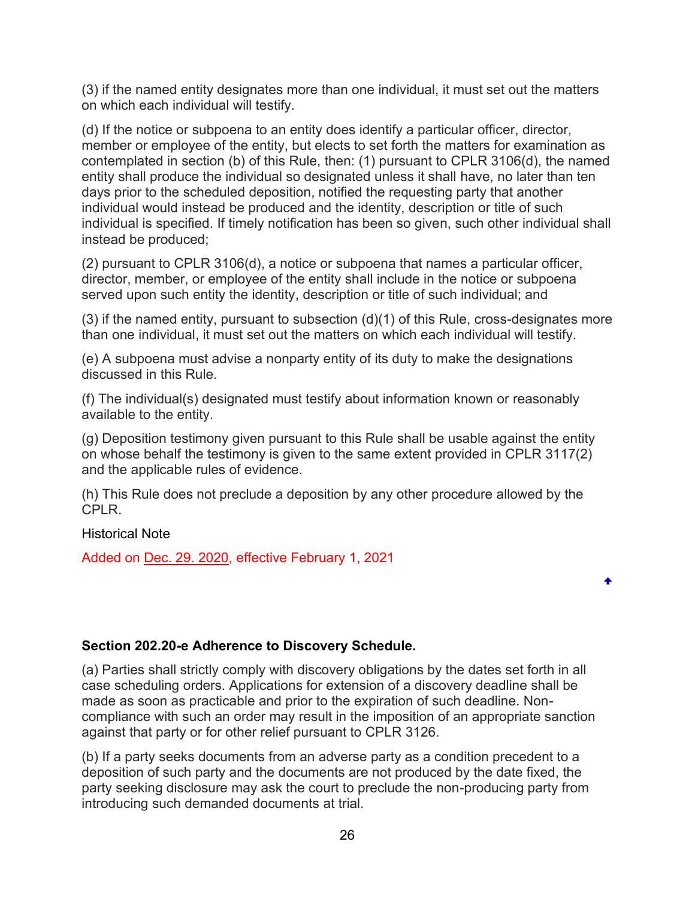(3) if the named entity designates more than one individual, it must set out the matters on which each individual will testify.

(d) If the notice or subpoena to an entity does identify a particular officer, director, member or employee of the entity, but elects to set forth the matters for examination as contemplated in section (b) of this Rule, then: (1) pursuant to CPLR 3106(d), the named entity shall produce the individual so designated unless it shall have, no later than ten days prior to the scheduled deposition, notified the requesting party that another individual would instead be produced and the identity, description or title of such individual is specified. If timely notification has been so given, such other individual shall instead be produced;

(2) pursuant to CPLR 3106(d), a notice or subpoena that names a particular officer, director, member, or employee of the entity shall include in the notice or subpoena served upon such entity the identity, description or title of such individual; and

(3) if the named entity, pursuant to subsection (d)(1) of this Rule, cross-designates more than one individual, it must set out the matters on which each individual will testify.

(e) A subpoena must advise a nonparty entity of its duty to make the designations discussed in this Rule.

(f) The individual(s) designated must testify about information known or reasonably available to the entity.

(g) Deposition testimony given pursuant to this Rule shall be usable against the entity on whose behalf the testimony is given to the same extent provided in CPLR 3117(2) and the applicable rules of evidence.

(h) This Rule does not preclude a deposition by any other procedure allowed by the CPLR.

Historical Note

Added on Dec. 29. 2020, effective February 1, 2021

**Section 202.20-e Adherence to Discovery Schedule.**

(a) Parties shall strictly comply with discovery obligations by the dates set forth in all case scheduling orders. Applications for extension of a discovery deadline shall be made as soon as practicable and prior to the expiration of such deadline. Non-compliance with such an order may result in the imposition of an appropriate sanction against that party or for other relief pursuant to CPLR 3126.

(b) If a party seeks documents from an adverse party as a condition precedent to a deposition of such party and the documents are not produced by the date fixed, the party seeking disclosure may ask the court to preclude the non-producing party from introducing such demanded documents at trial.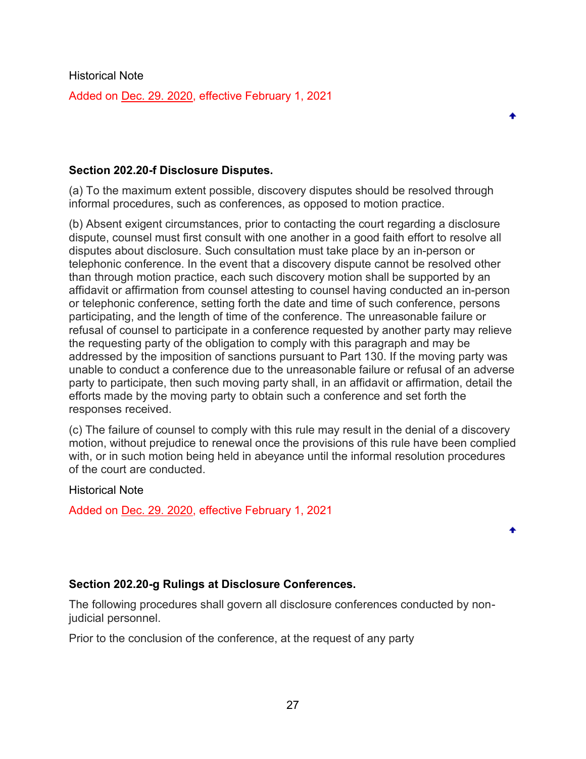Historical Note

Added on Dec. 29. 2020, effective February 1, 2021

### Section 202.20-f Disclosure Disputes.

(a) To the maximum extent possible, discovery disputes should be resolved through informal procedures, such as conferences, as opposed to motion practice.

(b) Absent exigent circumstances, prior to contacting the court regarding a disclosure dispute, counsel must first consult with one another in a good faith effort to resolve all disputes about disclosure. Such consultation must take place by an in-person or telephonic conference. In the event that a discovery dispute cannot be resolved other than through motion practice, each such discovery motion shall be supported by an affidavit or affirmation from counsel attesting to counsel having conducted an in-person or telephonic conference, setting forth the date and time of such conference, persons participating, and the length of time of the conference. The unreasonable failure or refusal of counsel to participate in a conference requested by another party may relieve the requesting party of the obligation to comply with this paragraph and may be addressed by the imposition of sanctions pursuant to Part 130. If the moving party was unable to conduct a conference due to the unreasonable failure or refusal of an adverse party to participate, then such moving party shall, in an affidavit or affirmation, detail the efforts made by the moving party to obtain such a conference and set forth the responses received.

(c) The failure of counsel to comply with this rule may result in the denial of a discovery motion, without prejudice to renewal once the provisions of this rule have been complied with, or in such motion being held in abeyance until the informal resolution procedures of the court are conducted.

Historical Note

Added on Dec. 29. 2020, effective February 1, 2021

### Section 202.20-g Rulings at Disclosure Conferences.

The following procedures shall govern all disclosure conferences conducted by non-judicial personnel.

Prior to the conclusion of the conference, at the request of any party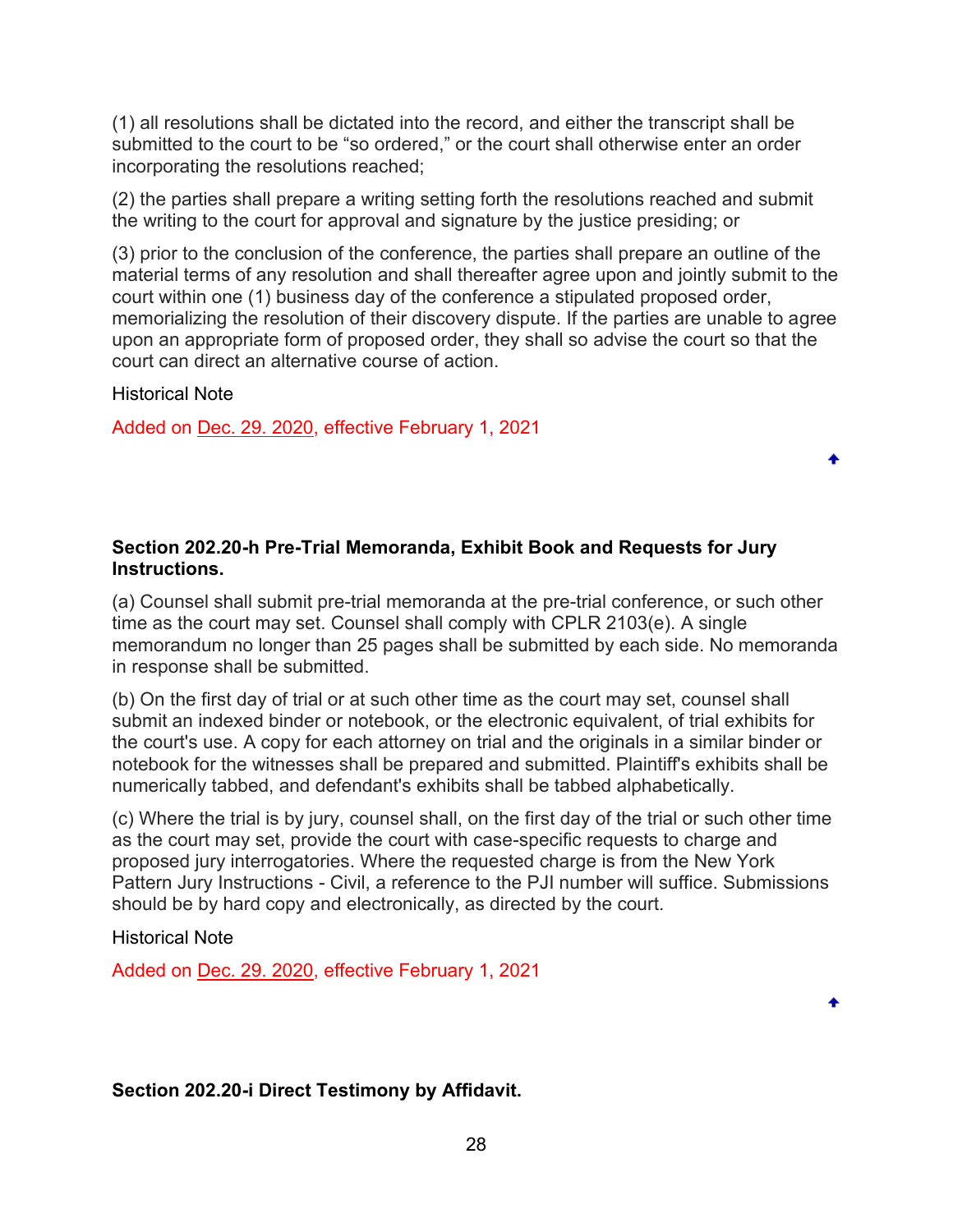(1) all resolutions shall be dictated into the record, and either the transcript shall be submitted to the court to be "so ordered," or the court shall otherwise enter an order incorporating the resolutions reached;

(2) the parties shall prepare a writing setting forth the resolutions reached and submit the writing to the court for approval and signature by the justice presiding; or

(3) prior to the conclusion of the conference, the parties shall prepare an outline of the material terms of any resolution and shall thereafter agree upon and jointly submit to the court within one (1) business day of the conference a stipulated proposed order, memorializing the resolution of their discovery dispute. If the parties are unable to agree upon an appropriate form of proposed order, they shall so advise the court so that the court can direct an alternative course of action.

Historical Note

Added on Dec. 29. 2020, effective February 1, 2021

### Section 202.20-h Pre-Trial Memoranda, Exhibit Book and Requests for Jury Instructions.

(a) Counsel shall submit pre-trial memoranda at the pre-trial conference, or such other time as the court may set. Counsel shall comply with CPLR 2103(e). A single memorandum no longer than 25 pages shall be submitted by each side. No memoranda in response shall be submitted.

(b) On the first day of trial or at such other time as the court may set, counsel shall submit an indexed binder or notebook, or the electronic equivalent, of trial exhibits for the court's use. A copy for each attorney on trial and the originals in a similar binder or notebook for the witnesses shall be prepared and submitted. Plaintiff's exhibits shall be numerically tabbed, and defendant's exhibits shall be tabbed alphabetically.

(c) Where the trial is by jury, counsel shall, on the first day of the trial or such other time as the court may set, provide the court with case-specific requests to charge and proposed jury interrogatories. Where the requested charge is from the New York Pattern Jury Instructions - Civil, a reference to the PJI number will suffice. Submissions should be by hard copy and electronically, as directed by the court.

Historical Note

Added on Dec. 29. 2020, effective February 1, 2021

### Section 202.20-i Direct Testimony by Affidavit.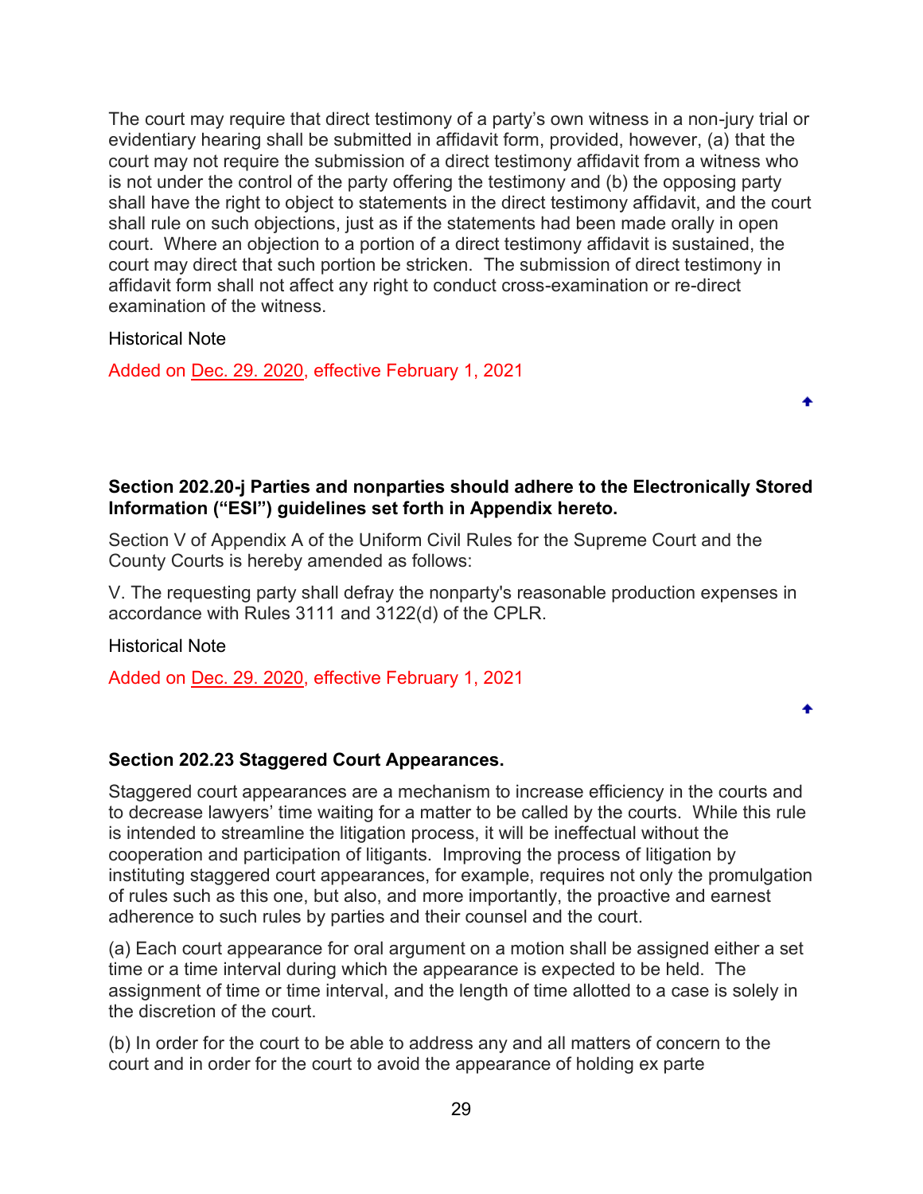The court may require that direct testimony of a party's own witness in a non-jury trial or evidentiary hearing shall be submitted in affidavit form, provided, however, (a) that the court may not require the submission of a direct testimony affidavit from a witness who is not under the control of the party offering the testimony and (b) the opposing party shall have the right to object to statements in the direct testimony affidavit, and the court shall rule on such objections, just as if the statements had been made orally in open court. Where an objection to a portion of a direct testimony affidavit is sustained, the court may direct that such portion be stricken. The submission of direct testimony in affidavit form shall not affect any right to conduct cross-examination or re-direct examination of the witness.

Historical Note

Added on Dec. 29. 2020, effective February 1, 2021

**Section 202.20-j Parties and nonparties should adhere to the Electronically Stored Information ("ESI") guidelines set forth in Appendix hereto.**

Section V of Appendix A of the Uniform Civil Rules for the Supreme Court and the County Courts is hereby amended as follows:

V. The requesting party shall defray the nonparty's reasonable production expenses in accordance with Rules 3111 and 3122(d) of the CPLR.

Historical Note

Added on Dec. 29. 2020, effective February 1, 2021

**Section 202.23 Staggered Court Appearances.**

Staggered court appearances are a mechanism to increase efficiency in the courts and to decrease lawyers' time waiting for a matter to be called by the courts. While this rule is intended to streamline the litigation process, it will be ineffectual without the cooperation and participation of litigants. Improving the process of litigation by instituting staggered court appearances, for example, requires not only the promulgation of rules such as this one, but also, and more importantly, the proactive and earnest adherence to such rules by parties and their counsel and the court.

(a) Each court appearance for oral argument on a motion shall be assigned either a set time or a time interval during which the appearance is expected to be held. The assignment of time or time interval, and the length of time allotted to a case is solely in the discretion of the court.

(b) In order for the court to be able to address any and all matters of concern to the court and in order for the court to avoid the appearance of holding ex parte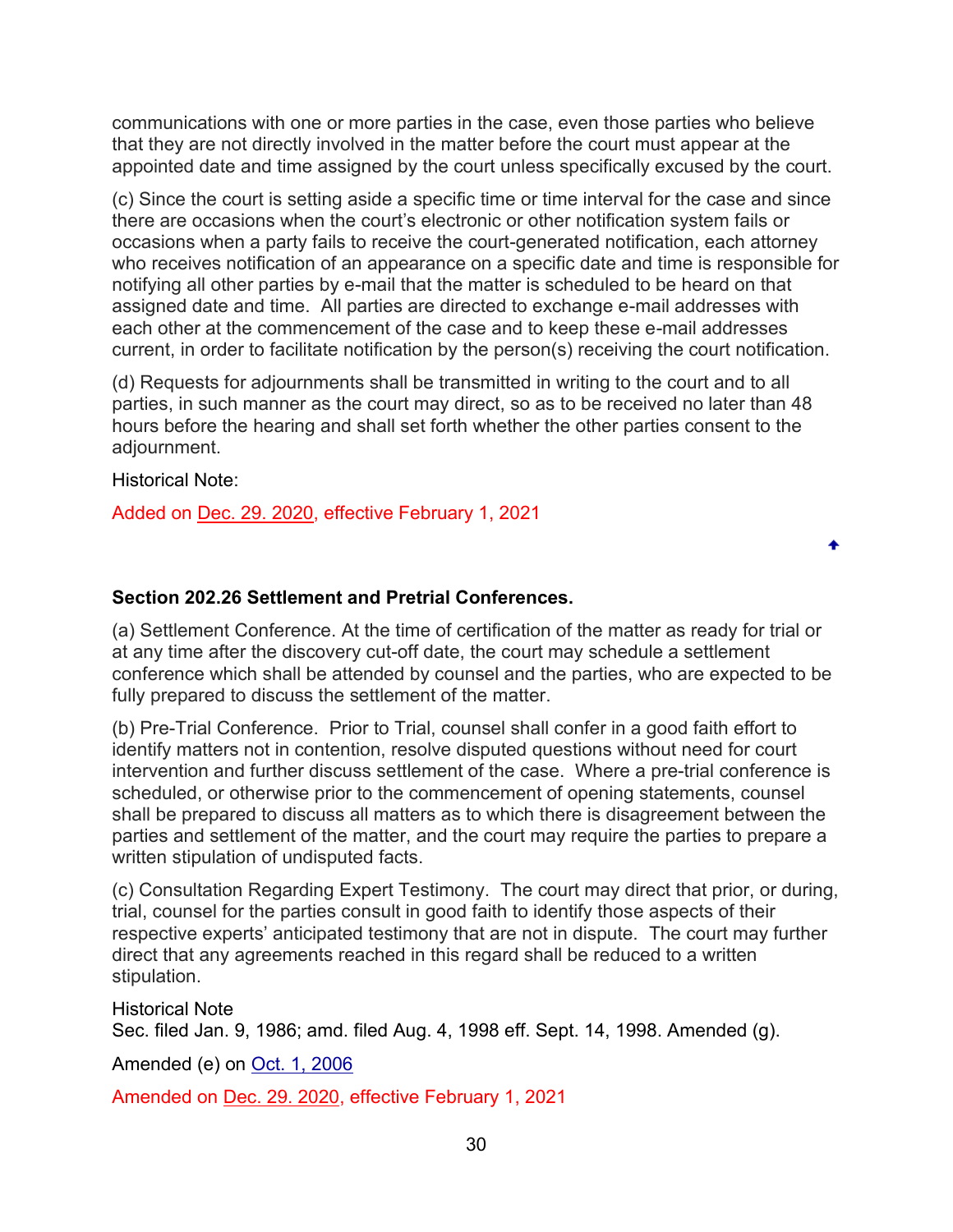communications with one or more parties in the case, even those parties who believe that they are not directly involved in the matter before the court must appear at the appointed date and time assigned by the court unless specifically excused by the court.

(c) Since the court is setting aside a specific time or time interval for the case and since there are occasions when the court's electronic or other notification system fails or occasions when a party fails to receive the court-generated notification, each attorney who receives notification of an appearance on a specific date and time is responsible for notifying all other parties by e-mail that the matter is scheduled to be heard on that assigned date and time. All parties are directed to exchange e-mail addresses with each other at the commencement of the case and to keep these e-mail addresses current, in order to facilitate notification by the person(s) receiving the court notification.

(d) Requests for adjournments shall be transmitted in writing to the court and to all parties, in such manner as the court may direct, so as to be received no later than 48 hours before the hearing and shall set forth whether the other parties consent to the adjournment.

Historical Note:

Added on Dec. 29. 2020, effective February 1, 2021

### Section 202.26 Settlement and Pretrial Conferences.

(a) Settlement Conference. At the time of certification of the matter as ready for trial or at any time after the discovery cut-off date, the court may schedule a settlement conference which shall be attended by counsel and the parties, who are expected to be fully prepared to discuss the settlement of the matter.

(b) Pre-Trial Conference. Prior to Trial, counsel shall confer in a good faith effort to identify matters not in contention, resolve disputed questions without need for court intervention and further discuss settlement of the case. Where a pre-trial conference is scheduled, or otherwise prior to the commencement of opening statements, counsel shall be prepared to discuss all matters as to which there is disagreement between the parties and settlement of the matter, and the court may require the parties to prepare a written stipulation of undisputed facts.

(c) Consultation Regarding Expert Testimony. The court may direct that prior, or during, trial, counsel for the parties consult in good faith to identify those aspects of their respective experts' anticipated testimony that are not in dispute. The court may further direct that any agreements reached in this regard shall be reduced to a written stipulation.

Historical Note
Sec. filed Jan. 9, 1986; amd. filed Aug. 4, 1998 eff. Sept. 14, 1998. Amended (g).

Amended (e) on Oct. 1, 2006

Amended on Dec. 29. 2020, effective February 1, 2021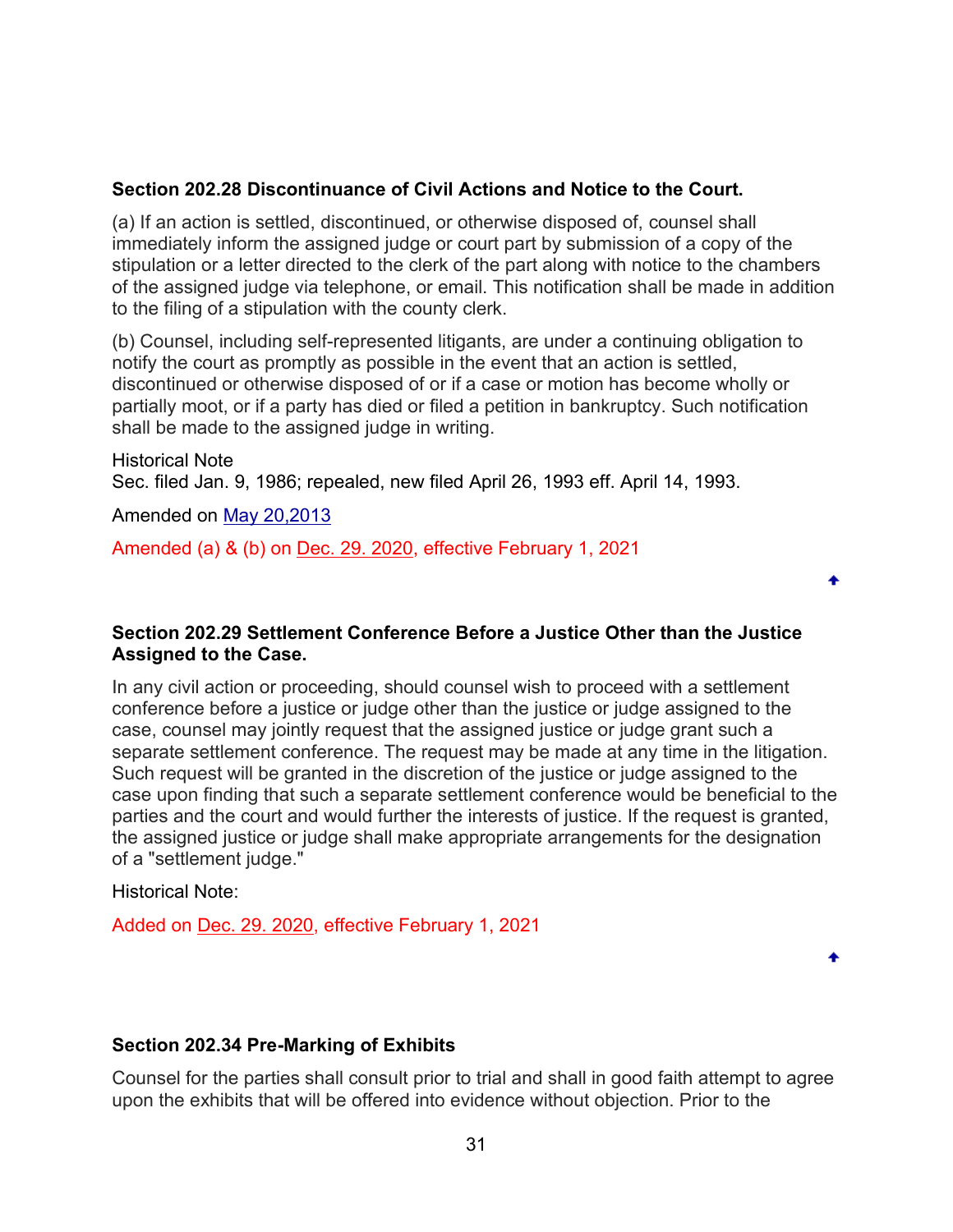### Section 202.28 Discontinuance of Civil Actions and Notice to the Court.

(a) If an action is settled, discontinued, or otherwise disposed of, counsel shall immediately inform the assigned judge or court part by submission of a copy of the stipulation or a letter directed to the clerk of the part along with notice to the chambers of the assigned judge via telephone, or email. This notification shall be made in addition to the filing of a stipulation with the county clerk.

(b) Counsel, including self-represented litigants, are under a continuing obligation to notify the court as promptly as possible in the event that an action is settled, discontinued or otherwise disposed of or if a case or motion has become wholly or partially moot, or if a party has died or filed a petition in bankruptcy. Such notification shall be made to the assigned judge in writing.

Historical Note
Sec. filed Jan. 9, 1986; repealed, new filed April 26, 1993 eff. April 14, 1993.

Amended on May 20,2013

Amended (a) & (b) on Dec. 29. 2020, effective February 1, 2021

### Section 202.29 Settlement Conference Before a Justice Other than the Justice Assigned to the Case.

In any civil action or proceeding, should counsel wish to proceed with a settlement conference before a justice or judge other than the justice or judge assigned to the case, counsel may jointly request that the assigned justice or judge grant such a separate settlement conference. The request may be made at any time in the litigation. Such request will be granted in the discretion of the justice or judge assigned to the case upon finding that such a separate settlement conference would be beneficial to the parties and the court and would further the interests of justice. If the request is granted, the assigned justice or judge shall make appropriate arrangements for the designation of a "settlement judge."

Historical Note:

Added on Dec. 29. 2020, effective February 1, 2021

### Section 202.34 Pre-Marking of Exhibits

Counsel for the parties shall consult prior to trial and shall in good faith attempt to agree upon the exhibits that will be offered into evidence without objection. Prior to the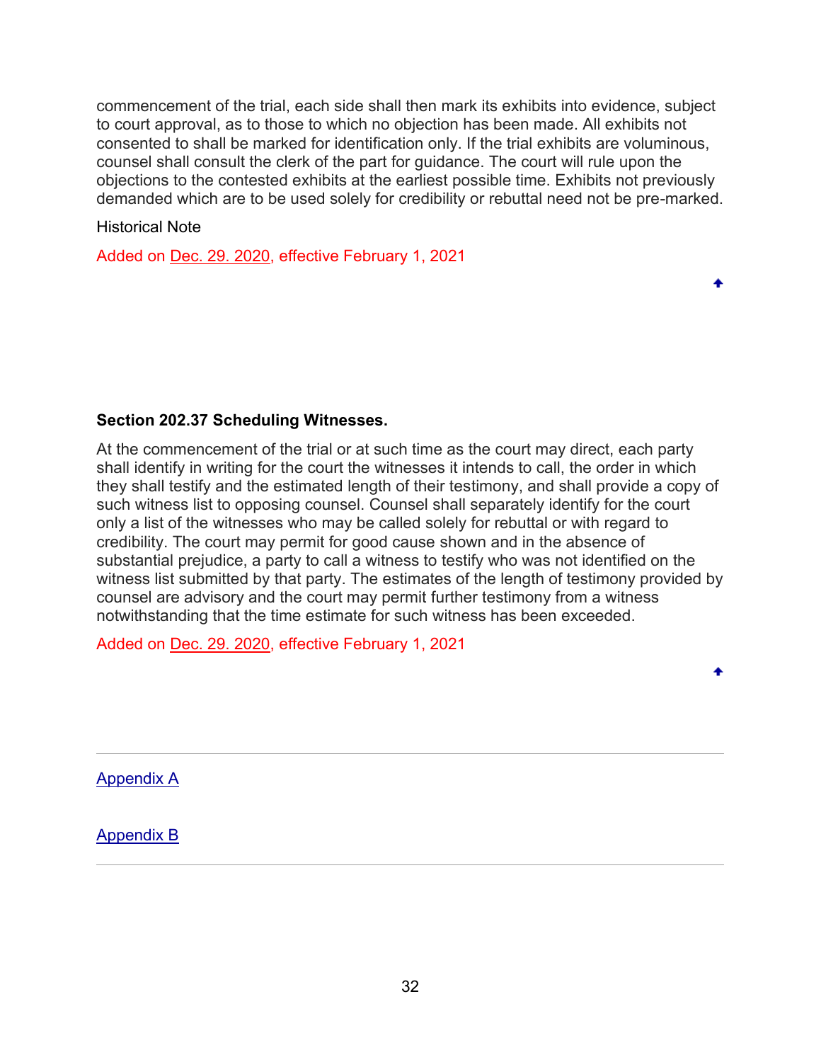commencement of the trial, each side shall then mark its exhibits into evidence, subject to court approval, as to those to which no objection has been made. All exhibits not consented to shall be marked for identification only. If the trial exhibits are voluminous, counsel shall consult the clerk of the part for guidance. The court will rule upon the objections to the contested exhibits at the earliest possible time. Exhibits not previously demanded which are to be used solely for credibility or rebuttal need not be pre-marked.

Historical Note

Added on Dec. 29. 2020, effective February 1, 2021

**Section 202.37 Scheduling Witnesses.**

At the commencement of the trial or at such time as the court may direct, each party shall identify in writing for the court the witnesses it intends to call, the order in which they shall testify and the estimated length of their testimony, and shall provide a copy of such witness list to opposing counsel. Counsel shall separately identify for the court only a list of the witnesses who may be called solely for rebuttal or with regard to credibility. The court may permit for good cause shown and in the absence of substantial prejudice, a party to call a witness to testify who was not identified on the witness list submitted by that party. The estimates of the length of testimony provided by counsel are advisory and the court may permit further testimony from a witness notwithstanding that the time estimate for such witness has been exceeded.

Added on Dec. 29. 2020, effective February 1, 2021

---

Appendix A

Appendix B

---